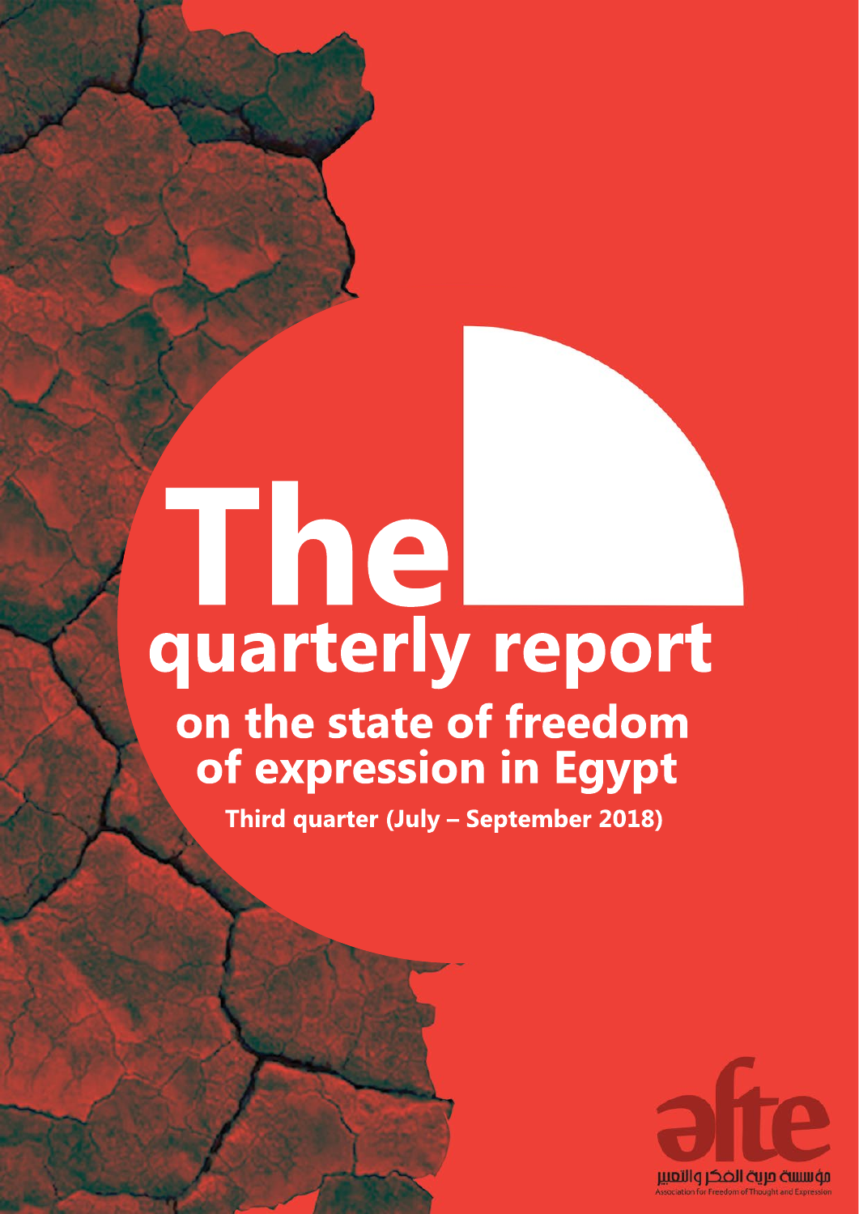# The quarterly report

## on the state of freedom of expression in Egypt

**Third quarter (July – September 2018)**

afte

مؤسسة حرية الفكر والتعبير

Association for Freedom of Thought and Expression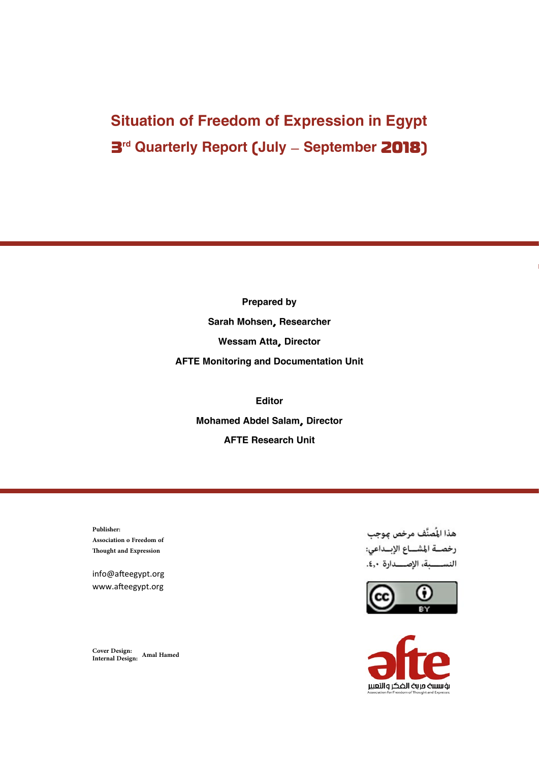# Situation of Freedom of Expression in Egypt

## 3rd Quarterly Report (July – September 2018)

**Prepared by**

**Sarah Mohsen, Researcher**

**Wessam Atta, Director**

**AFTE Monitoring and Documentation Unit**

**Editor**

**Mohamed Abdel Salam, Director**

**AFTE Research Unit**

**Publisher:**
**Association o Freedom of Thought and Expression**

info@afteegypt.org
www.afteegypt.org

هذا المُصنَّف مرخص بموجب رخصــة المشـــاع الإبــداعي: النســـبة، الإصـــدارة ٤,٠.

**Cover Design:**
**Internal Design:** **Amal Hamed**

مؤسسة حرية الفكر والتعبير
Association for Freedom of Thought and Expression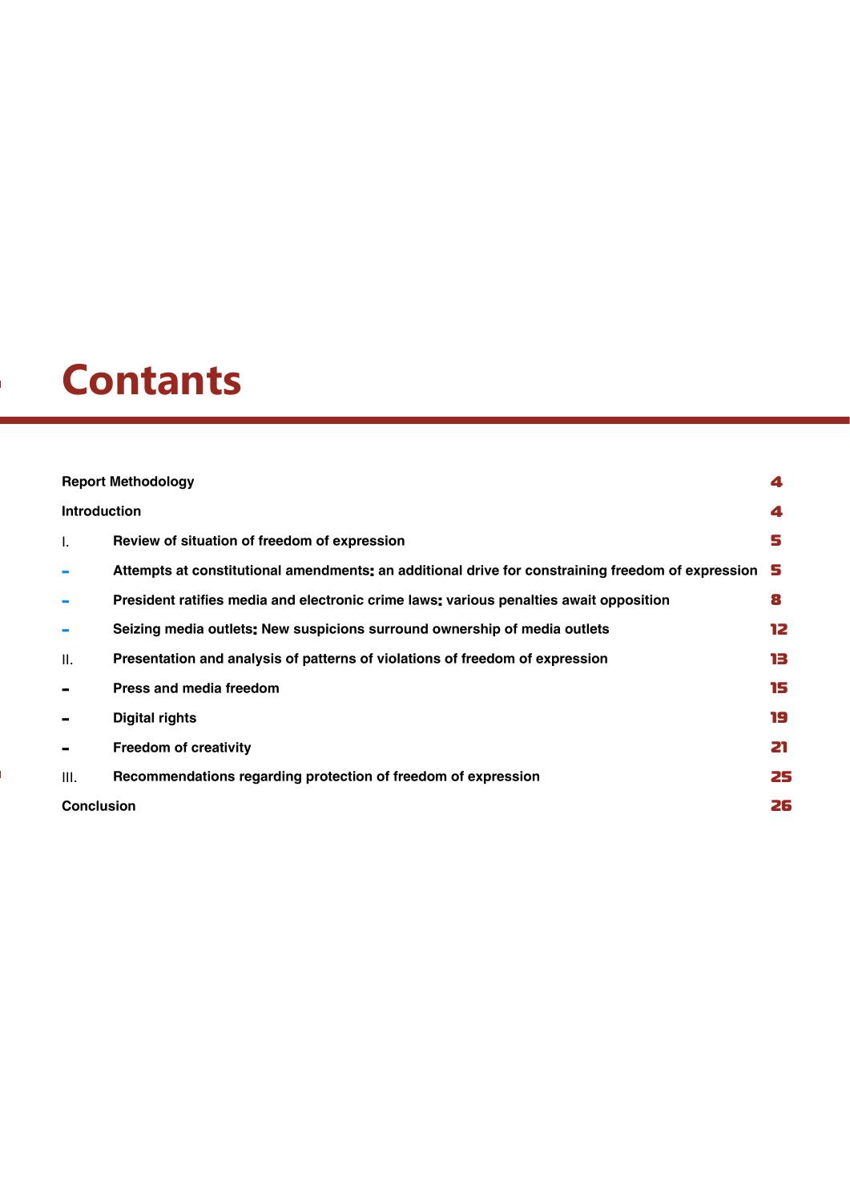# Contants

| | | |
|---|---|---|
| **Report Methodology** | | **4** |
| **Introduction** | | **4** |
| I. | **Review of situation of freedom of expression** | **5** |
| - | **Attempts at constitutional amendments: an additional drive for constraining freedom of expression** | **5** |
| - | **President ratifies media and electronic crime laws: various penalties await opposition** | **8** |
| - | **Seizing media outlets: New suspicions surround ownership of media outlets** | **12** |
| II. | **Presentation and analysis of patterns of violations of freedom of expression** | **13** |
| - | **Press and media freedom** | **15** |
| - | **Digital rights** | **19** |
| - | **Freedom of creativity** | **21** |
| III. | **Recommendations regarding protection of freedom of expression** | **25** |
| **Conclusion** | | **26** |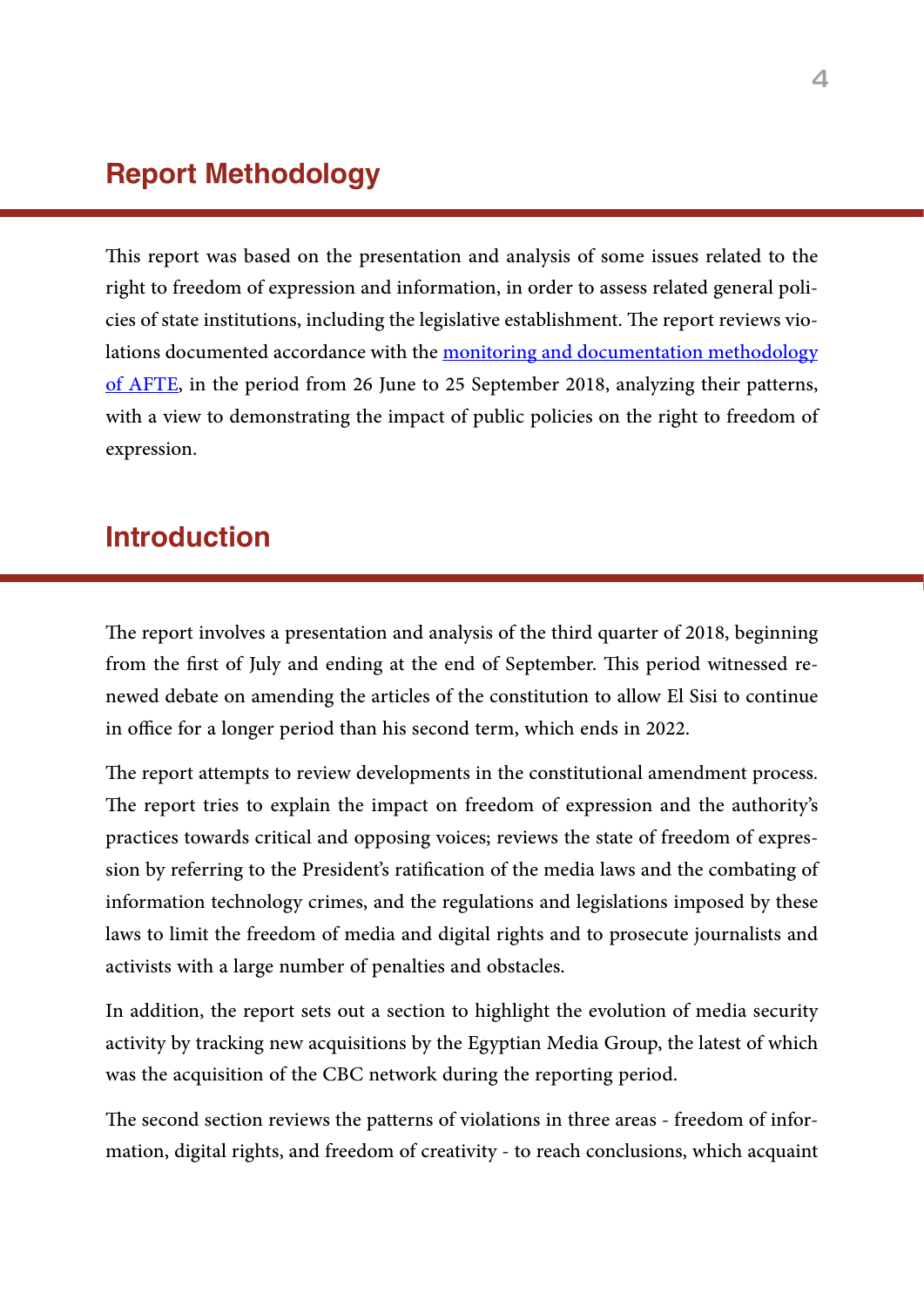## Report Methodology

This report was based on the presentation and analysis of some issues related to the right to freedom of expression and information, in order to assess related general policies of state institutions, including the legislative establishment. The report reviews violations documented accordance with the [monitoring and documentation methodology of AFTE](), in the period from 26 June to 25 September 2018, analyzing their patterns, with a view to demonstrating the impact of public policies on the right to freedom of expression.

## Introduction

The report involves a presentation and analysis of the third quarter of 2018, beginning from the first of July and ending at the end of September. This period witnessed renewed debate on amending the articles of the constitution to allow El Sisi to continue in office for a longer period than his second term, which ends in 2022.

The report attempts to review developments in the constitutional amendment process. The report tries to explain the impact on freedom of expression and the authority's practices towards critical and opposing voices; reviews the state of freedom of expression by referring to the President's ratification of the media laws and the combating of information technology crimes, and the regulations and legislations imposed by these laws to limit the freedom of media and digital rights and to prosecute journalists and activists with a large number of penalties and obstacles.

In addition, the report sets out a section to highlight the evolution of media security activity by tracking new acquisitions by the Egyptian Media Group, the latest of which was the acquisition of the CBC network during the reporting period.

The second section reviews the patterns of violations in three areas - freedom of information, digital rights, and freedom of creativity - to reach conclusions, which acquaint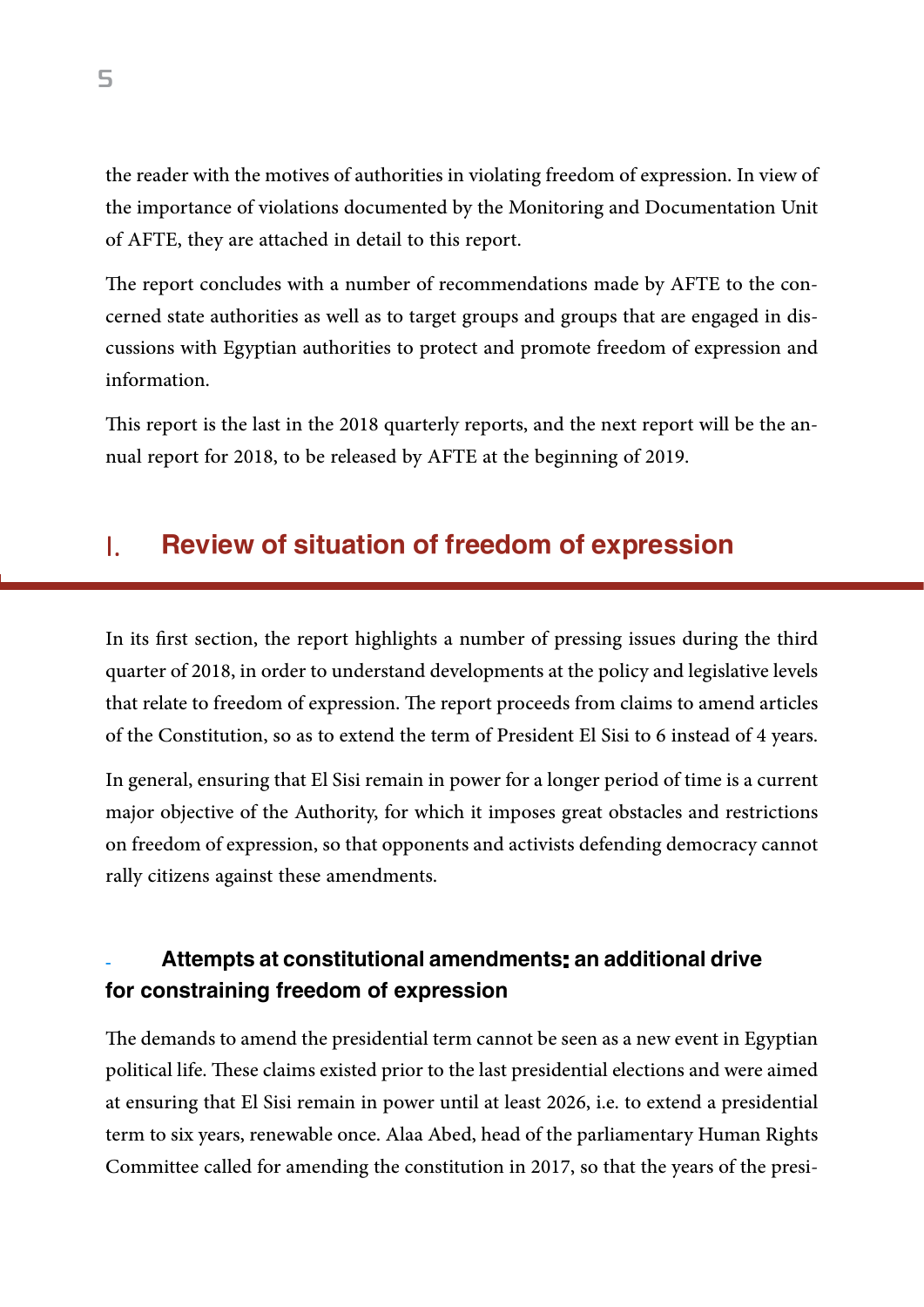the reader with the motives of authorities in violating freedom of expression. In view of the importance of violations documented by the Monitoring and Documentation Unit of AFTE, they are attached in detail to this report.

The report concludes with a number of recommendations made by AFTE to the concerned state authorities as well as to target groups and groups that are engaged in discussions with Egyptian authorities to protect and promote freedom of expression and information.

This report is the last in the 2018 quarterly reports, and the next report will be the annual report for 2018, to be released by AFTE at the beginning of 2019.

## I. Review of situation of freedom of expression

In its first section, the report highlights a number of pressing issues during the third quarter of 2018, in order to understand developments at the policy and legislative levels that relate to freedom of expression. The report proceeds from claims to amend articles of the Constitution, so as to extend the term of President El Sisi to 6 instead of 4 years.

In general, ensuring that El Sisi remain in power for a longer period of time is a current major objective of the Authority, for which it imposes great obstacles and restrictions on freedom of expression, so that opponents and activists defending democracy cannot rally citizens against these amendments.

### - Attempts at constitutional amendments: an additional drive for constraining freedom of expression

The demands to amend the presidential term cannot be seen as a new event in Egyptian political life. These claims existed prior to the last presidential elections and were aimed at ensuring that El Sisi remain in power until at least 2026, i.e. to extend a presidential term to six years, renewable once. Alaa Abed, head of the parliamentary Human Rights Committee called for amending the constitution in 2017, so that the years of the presi-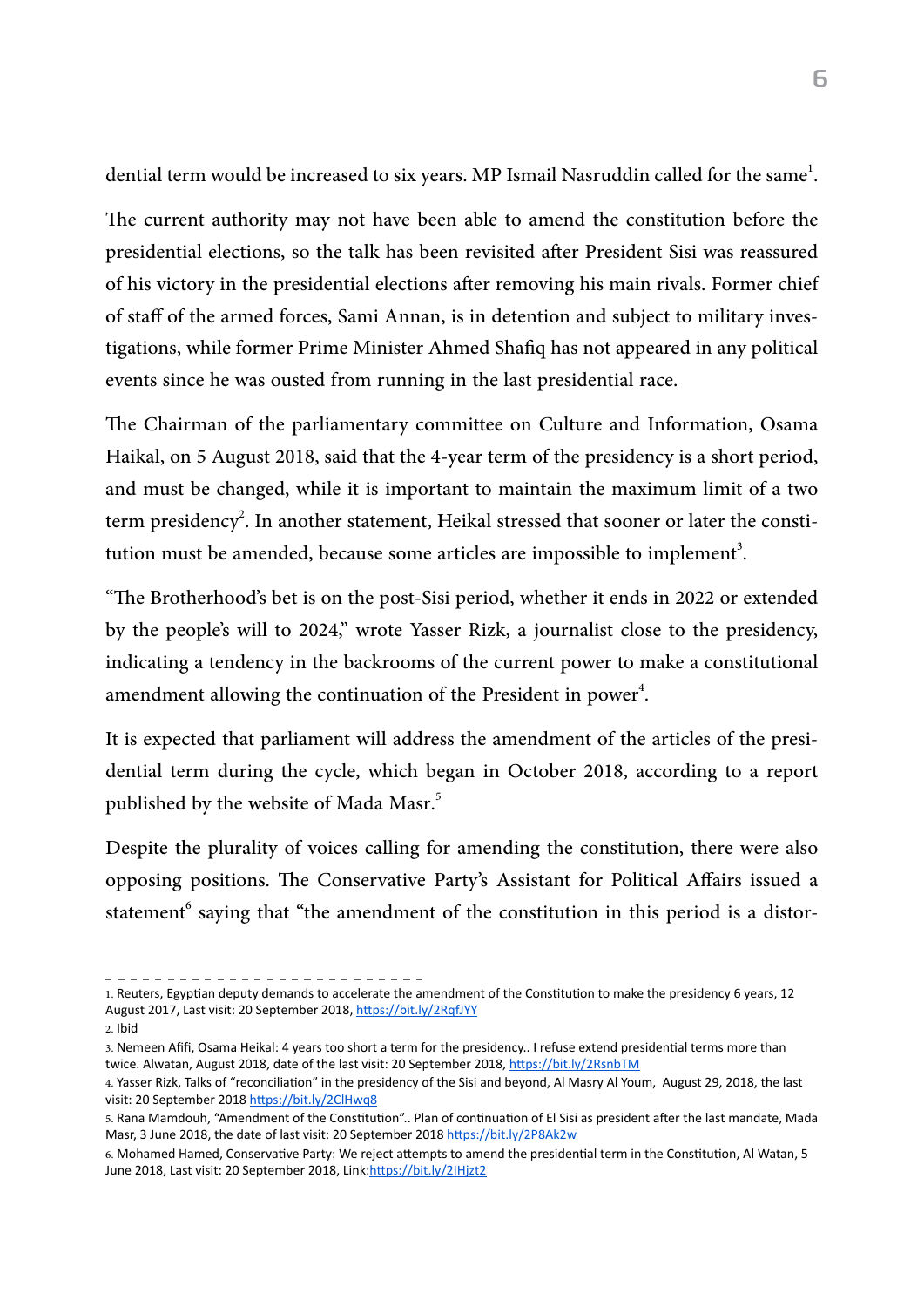dential term would be increased to six years. MP Ismail Nasruddin called for the same[1].

The current authority may not have been able to amend the constitution before the presidential elections, so the talk has been revisited after President Sisi was reassured of his victory in the presidential elections after removing his main rivals. Former chief of staff of the armed forces, Sami Annan, is in detention and subject to military investigations, while former Prime Minister Ahmed Shafiq has not appeared in any political events since he was ousted from running in the last presidential race.

The Chairman of the parliamentary committee on Culture and Information, Osama Haikal, on 5 August 2018, said that the 4-year term of the presidency is a short period, and must be changed, while it is important to maintain the maximum limit of a two term presidency[2]. In another statement, Heikal stressed that sooner or later the constitution must be amended, because some articles are impossible to implement[3].

"The Brotherhood's bet is on the post-Sisi period, whether it ends in 2022 or extended by the people's will to 2024," wrote Yasser Rizk, a journalist close to the presidency, indicating a tendency in the backrooms of the current power to make a constitutional amendment allowing the continuation of the President in power[4].

It is expected that parliament will address the amendment of the articles of the presidential term during the cycle, which began in October 2018, according to a report published by the website of Mada Masr.[5]

Despite the plurality of voices calling for amending the constitution, there were also opposing positions. The Conservative Party's Assistant for Political Affairs issued a statement[6] saying that "the amendment of the constitution in this period is a distor-

---

1. Reuters, Egyptian deputy demands to accelerate the amendment of the Constitution to make the presidency 6 years, 12 August 2017, Last visit: 20 September 2018, https://bit.ly/2RqfJYY
2. Ibid
3. Nemeen Afifi, Osama Heikal: 4 years too short a term for the presidency.. I refuse extend presidential terms more than twice. Alwatan, August 2018, date of the last visit: 20 September 2018, https://bit.ly/2RsnbTM
4. Yasser Rizk, Talks of "reconciliation" in the presidency of the Sisi and beyond, Al Masry Al Youm, August 29, 2018, the last visit: 20 September 2018 https://bit.ly/2ClHwq8
5. Rana Mamdouh, "Amendment of the Constitution".. Plan of continuation of El Sisi as president after the last mandate, Mada Masr, 3 June 2018, the date of last visit: 20 September 2018 https://bit.ly/2P8Ak2w
6. Mohamed Hamed, Conservative Party: We reject attempts to amend the presidential term in the Constitution, Al Watan, 5 June 2018, Last visit: 20 September 2018, Link:https://bit.ly/2IHjzt2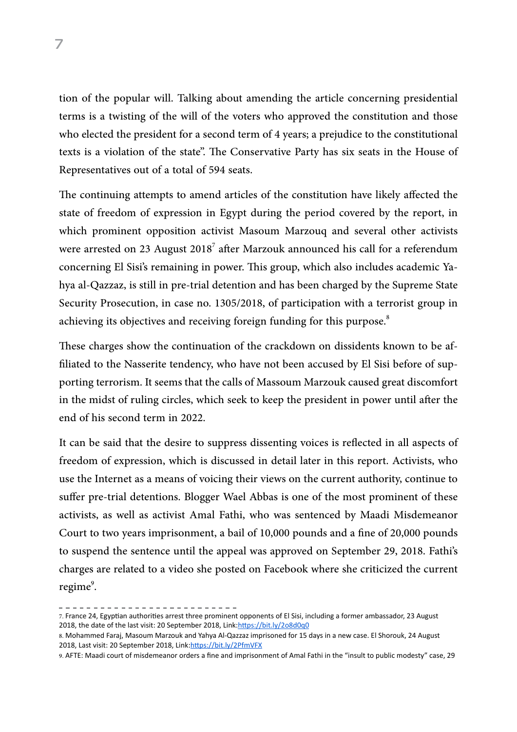tion of the popular will. Talking about amending the article concerning presidential terms is a twisting of the will of the voters who approved the constitution and those who elected the president for a second term of 4 years; a prejudice to the constitutional texts is a violation of the state". The Conservative Party has six seats in the House of Representatives out of a total of 594 seats.

The continuing attempts to amend articles of the constitution have likely affected the state of freedom of expression in Egypt during the period covered by the report, in which prominent opposition activist Masoum Marzouq and several other activists were arrested on 23 August 2018[7] after Marzouk announced his call for a referendum concerning El Sisi's remaining in power. This group, which also includes academic Yahya al-Qazzaz, is still in pre-trial detention and has been charged by the Supreme State Security Prosecution, in case no. 1305/2018, of participation with a terrorist group in achieving its objectives and receiving foreign funding for this purpose.[8]

These charges show the continuation of the crackdown on dissidents known to be affiliated to the Nasserite tendency, who have not been accused by El Sisi before of supporting terrorism. It seems that the calls of Massoum Marzouk caused great discomfort in the midst of ruling circles, which seek to keep the president in power until after the end of his second term in 2022.

It can be said that the desire to suppress dissenting voices is reflected in all aspects of freedom of expression, which is discussed in detail later in this report. Activists, who use the Internet as a means of voicing their views on the current authority, continue to suffer pre-trial detentions. Blogger Wael Abbas is one of the most prominent of these activists, as well as activist Amal Fathi, who was sentenced by Maadi Misdemeanor Court to two years imprisonment, a bail of 10,000 pounds and a fine of 20,000 pounds to suspend the sentence until the appeal was approved on September 29, 2018. Fathi's charges are related to a video she posted on Facebook where she criticized the current regime[9].

---

7. France 24, Egyptian authorities arrest three prominent opponents of El Sisi, including a former ambassador, 23 August 2018, the date of the last visit: 20 September 2018, Link:https://bit.ly/2o8d0q0

8. Mohammed Faraj, Masoum Marzouk and Yahya Al-Qazzaz imprisoned for 15 days in a new case. El Shorouk, 24 August 2018, Last visit: 20 September 2018, Link:https://bit.ly/2PfmVFX

9. AFTE: Maadi court of misdemeanor orders a fine and imprisonment of Amal Fathi in the "insult to public modesty" case, 29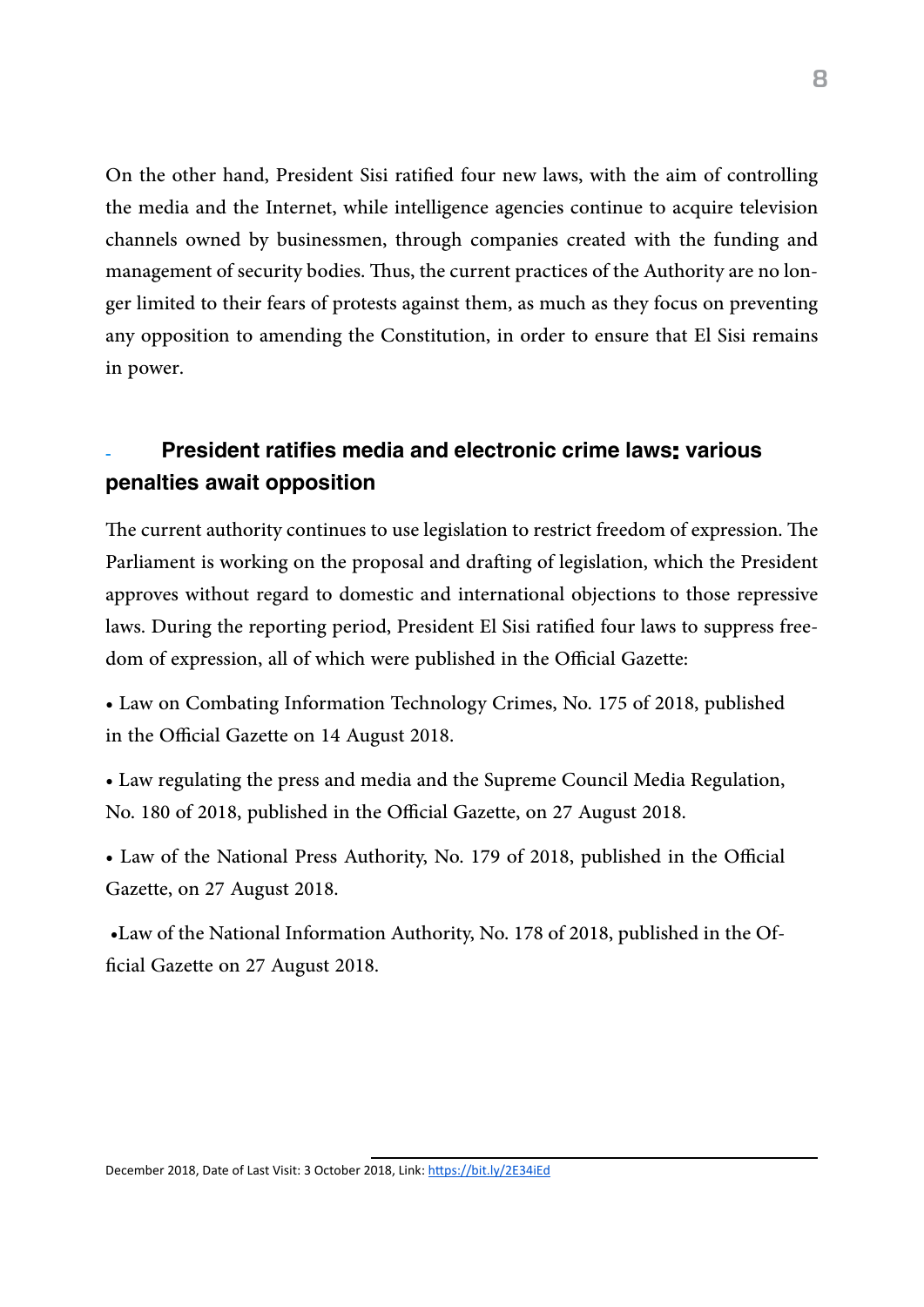On the other hand, President Sisi ratified four new laws, with the aim of controlling the media and the Internet, while intelligence agencies continue to acquire television channels owned by businessmen, through companies created with the funding and management of security bodies. Thus, the current practices of the Authority are no longer limited to their fears of protests against them, as much as they focus on preventing any opposition to amending the Constitution, in order to ensure that El Sisi remains in power.

## - President ratifies media and electronic crime laws: various penalties await opposition

The current authority continues to use legislation to restrict freedom of expression. The Parliament is working on the proposal and drafting of legislation, which the President approves without regard to domestic and international objections to those repressive laws. During the reporting period, President El Sisi ratified four laws to suppress freedom of expression, all of which were published in the Official Gazette:

- Law on Combating Information Technology Crimes, No. 175 of 2018, published in the Official Gazette on 14 August 2018.
- Law regulating the press and media and the Supreme Council Media Regulation, No. 180 of 2018, published in the Official Gazette, on 27 August 2018.
- Law of the National Press Authority, No. 179 of 2018, published in the Official Gazette, on 27 August 2018.
- Law of the National Information Authority, No. 178 of 2018, published in the Official Gazette on 27 August 2018.

December 2018, Date of Last Visit: 3 October 2018, Link: https://bit.ly/2E34iEd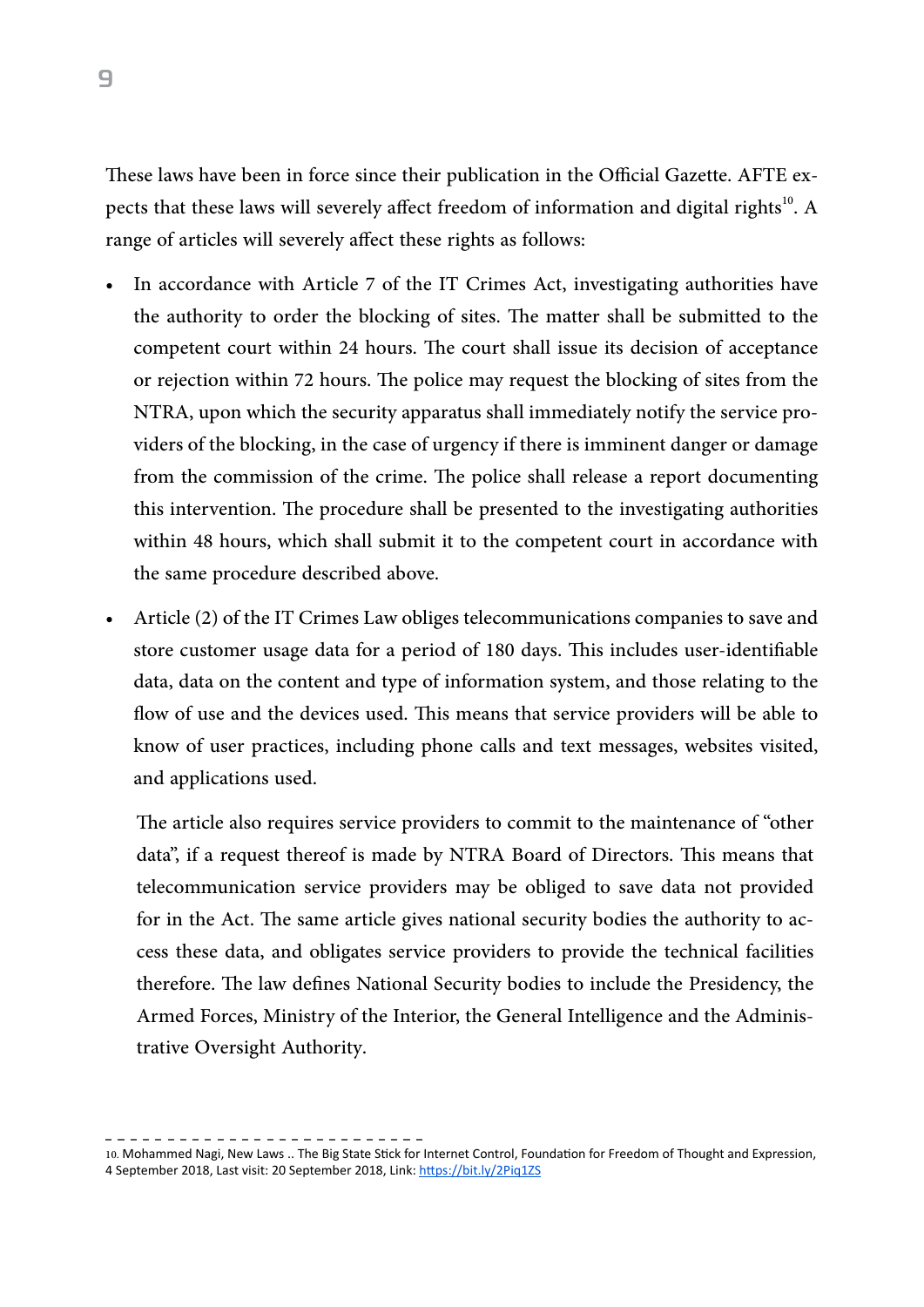These laws have been in force since their publication in the Official Gazette. AFTE expects that these laws will severely affect freedom of information and digital rights[10]. A range of articles will severely affect these rights as follows:

- In accordance with Article 7 of the IT Crimes Act, investigating authorities have the authority to order the blocking of sites. The matter shall be submitted to the competent court within 24 hours. The court shall issue its decision of acceptance or rejection within 72 hours. The police may request the blocking of sites from the NTRA, upon which the security apparatus shall immediately notify the service providers of the blocking, in the case of urgency if there is imminent danger or damage from the commission of the crime. The police shall release a report documenting this intervention. The procedure shall be presented to the investigating authorities within 48 hours, which shall submit it to the competent court in accordance with the same procedure described above.
- Article (2) of the IT Crimes Law obliges telecommunications companies to save and store customer usage data for a period of 180 days. This includes user-identifiable data, data on the content and type of information system, and those relating to the flow of use and the devices used. This means that service providers will be able to know of user practices, including phone calls and text messages, websites visited, and applications used.

  The article also requires service providers to commit to the maintenance of "other data", if a request thereof is made by NTRA Board of Directors. This means that telecommunication service providers may be obliged to save data not provided for in the Act. The same article gives national security bodies the authority to access these data, and obligates service providers to provide the technical facilities therefore. The law defines National Security bodies to include the Presidency, the Armed Forces, Ministry of the Interior, the General Intelligence and the Administrative Oversight Authority.

---

10. Mohammed Nagi, New Laws .. The Big State Stick for Internet Control, Foundation for Freedom of Thought and Expression, 4 September 2018, Last visit: 20 September 2018, Link: https://bit.ly/2Piq1ZS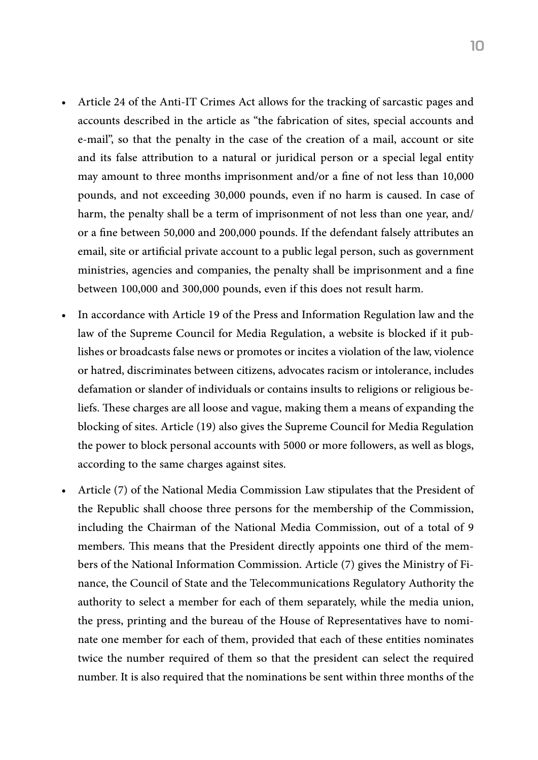- Article 24 of the Anti-IT Crimes Act allows for the tracking of sarcastic pages and accounts described in the article as "the fabrication of sites, special accounts and e-mail", so that the penalty in the case of the creation of a mail, account or site and its false attribution to a natural or juridical person or a special legal entity may amount to three months imprisonment and/or a fine of not less than 10,000 pounds, and not exceeding 30,000 pounds, even if no harm is caused. In case of harm, the penalty shall be a term of imprisonment of not less than one year, and/ or a fine between 50,000 and 200,000 pounds. If the defendant falsely attributes an email, site or artificial private account to a public legal person, such as government ministries, agencies and companies, the penalty shall be imprisonment and a fine between 100,000 and 300,000 pounds, even if this does not result harm.
- In accordance with Article 19 of the Press and Information Regulation law and the law of the Supreme Council for Media Regulation, a website is blocked if it publishes or broadcasts false news or promotes or incites a violation of the law, violence or hatred, discriminates between citizens, advocates racism or intolerance, includes defamation or slander of individuals or contains insults to religions or religious beliefs. These charges are all loose and vague, making them a means of expanding the blocking of sites. Article (19) also gives the Supreme Council for Media Regulation the power to block personal accounts with 5000 or more followers, as well as blogs, according to the same charges against sites.
- Article (7) of the National Media Commission Law stipulates that the President of the Republic shall choose three persons for the membership of the Commission, including the Chairman of the National Media Commission, out of a total of 9 members. This means that the President directly appoints one third of the members of the National Information Commission. Article (7) gives the Ministry of Finance, the Council of State and the Telecommunications Regulatory Authority the authority to select a member for each of them separately, while the media union, the press, printing and the bureau of the House of Representatives have to nominate one member for each of them, provided that each of these entities nominates twice the number required of them so that the president can select the required number. It is also required that the nominations be sent within three months of the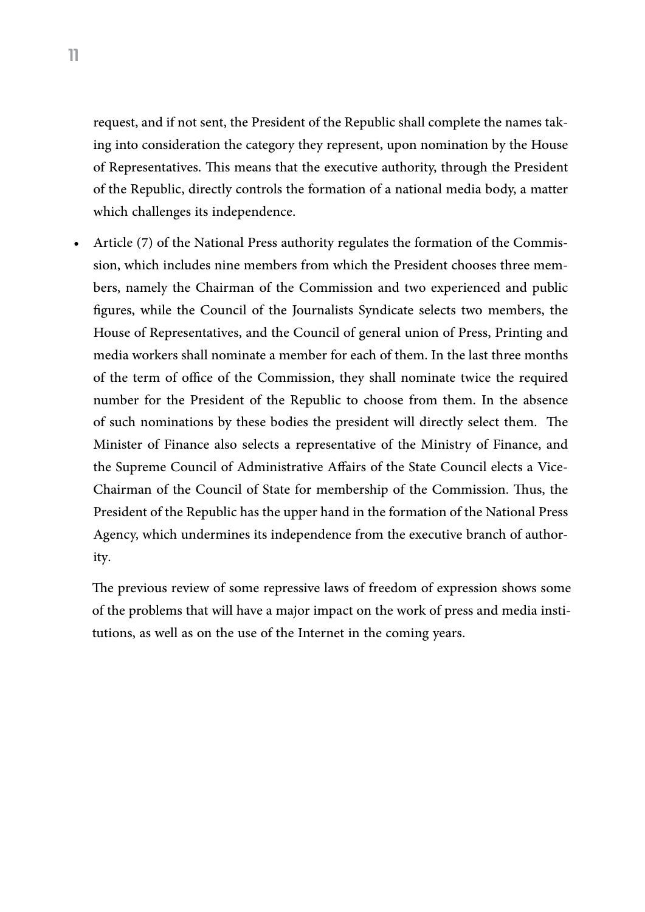request, and if not sent, the President of the Republic shall complete the names taking into consideration the category they represent, upon nomination by the House of Representatives. This means that the executive authority, through the President of the Republic, directly controls the formation of a national media body, a matter which challenges its independence.

- Article (7) of the National Press authority regulates the formation of the Commission, which includes nine members from which the President chooses three members, namely the Chairman of the Commission and two experienced and public figures, while the Council of the Journalists Syndicate selects two members, the House of Representatives, and the Council of general union of Press, Printing and media workers shall nominate a member for each of them. In the last three months of the term of office of the Commission, they shall nominate twice the required number for the President of the Republic to choose from them. In the absence of such nominations by these bodies the president will directly select them. The Minister of Finance also selects a representative of the Ministry of Finance, and the Supreme Council of Administrative Affairs of the State Council elects a Vice-Chairman of the Council of State for membership of the Commission. Thus, the President of the Republic has the upper hand in the formation of the National Press Agency, which undermines its independence from the executive branch of authority.

The previous review of some repressive laws of freedom of expression shows some of the problems that will have a major impact on the work of press and media institutions, as well as on the use of the Internet in the coming years.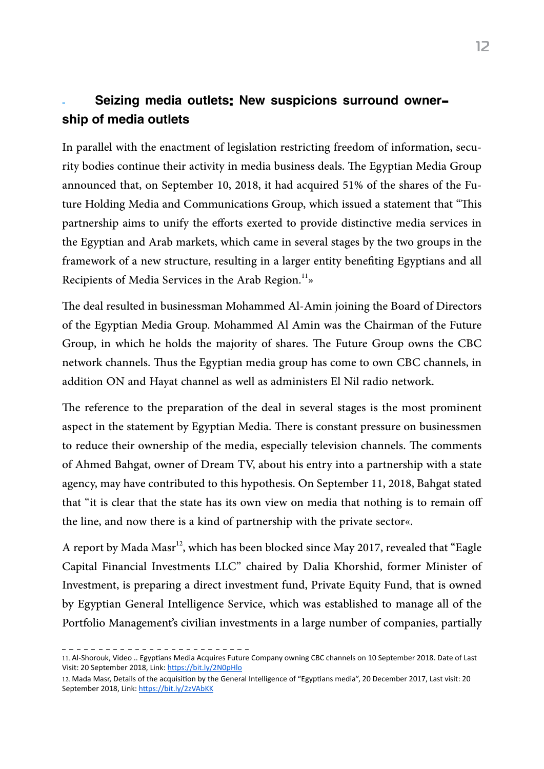## - Seizing media outlets: New suspicions surround ownership of media outlets

In parallel with the enactment of legislation restricting freedom of information, security bodies continue their activity in media business deals. The Egyptian Media Group announced that, on September 10, 2018, it had acquired 51% of the shares of the Future Holding Media and Communications Group, which issued a statement that "This partnership aims to unify the efforts exerted to provide distinctive media services in the Egyptian and Arab markets, which came in several stages by the two groups in the framework of a new structure, resulting in a larger entity benefiting Egyptians and all Recipients of Media Services in the Arab Region.[11]»

The deal resulted in businessman Mohammed Al-Amin joining the Board of Directors of the Egyptian Media Group. Mohammed Al Amin was the Chairman of the Future Group, in which he holds the majority of shares. The Future Group owns the CBC network channels. Thus the Egyptian media group has come to own CBC channels, in addition ON and Hayat channel as well as administers El Nil radio network.

The reference to the preparation of the deal in several stages is the most prominent aspect in the statement by Egyptian Media. There is constant pressure on businessmen to reduce their ownership of the media, especially television channels. The comments of Ahmed Bahgat, owner of Dream TV, about his entry into a partnership with a state agency, may have contributed to this hypothesis. On September 11, 2018, Bahgat stated that "it is clear that the state has its own view on media that nothing is to remain off the line, and now there is a kind of partnership with the private sector«.

A report by Mada Masr[12], which has been blocked since May 2017, revealed that "Eagle Capital Financial Investments LLC" chaired by Dalia Khorshid, former Minister of Investment, is preparing a direct investment fund, Private Equity Fund, that is owned by Egyptian General Intelligence Service, which was established to manage all of the Portfolio Management's civilian investments in a large number of companies, partially

---

11. Al-Shorouk, Video .. Egyptians Media Acquires Future Company owning CBC channels on 10 September 2018. Date of Last Visit: 20 September 2018, Link: https://bit.ly/2N0pHlo

12. Mada Masr, Details of the acquisition by the General Intelligence of "Egyptians media", 20 December 2017, Last visit: 20 September 2018, Link: https://bit.ly/2zVAbKK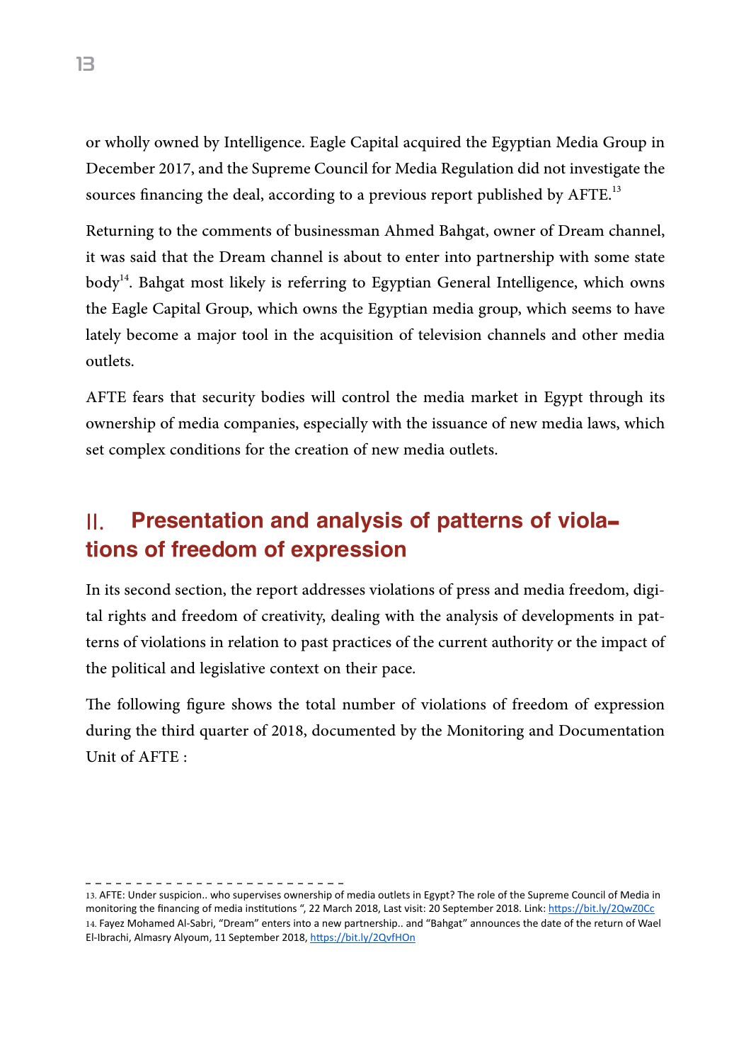or wholly owned by Intelligence. Eagle Capital acquired the Egyptian Media Group in December 2017, and the Supreme Council for Media Regulation did not investigate the sources financing the deal, according to a previous report published by AFTE.[13]

Returning to the comments of businessman Ahmed Bahgat, owner of Dream channel, it was said that the Dream channel is about to enter into partnership with some state body[14]. Bahgat most likely is referring to Egyptian General Intelligence, which owns the Eagle Capital Group, which owns the Egyptian media group, which seems to have lately become a major tool in the acquisition of television channels and other media outlets.

AFTE fears that security bodies will control the media market in Egypt through its ownership of media companies, especially with the issuance of new media laws, which set complex conditions for the creation of new media outlets.

## II. Presentation and analysis of patterns of violations of freedom of expression

In its second section, the report addresses violations of press and media freedom, digital rights and freedom of creativity, dealing with the analysis of developments in patterns of violations in relation to past practices of the current authority or the impact of the political and legislative context on their pace.

The following figure shows the total number of violations of freedom of expression during the third quarter of 2018, documented by the Monitoring and Documentation Unit of AFTE :

---

13. AFTE: Under suspicion.. who supervises ownership of media outlets in Egypt? The role of the Supreme Council of Media in monitoring the financing of media institutions ", 22 March 2018, Last visit: 20 September 2018. Link: https://bit.ly/2QwZ0Cc

14. Fayez Mohamed Al-Sabri, "Dream" enters into a new partnership.. and "Bahgat" announces the date of the return of Wael El-Ibrachi, Almasry Alyoum, 11 September 2018, https://bit.ly/2QvfHOn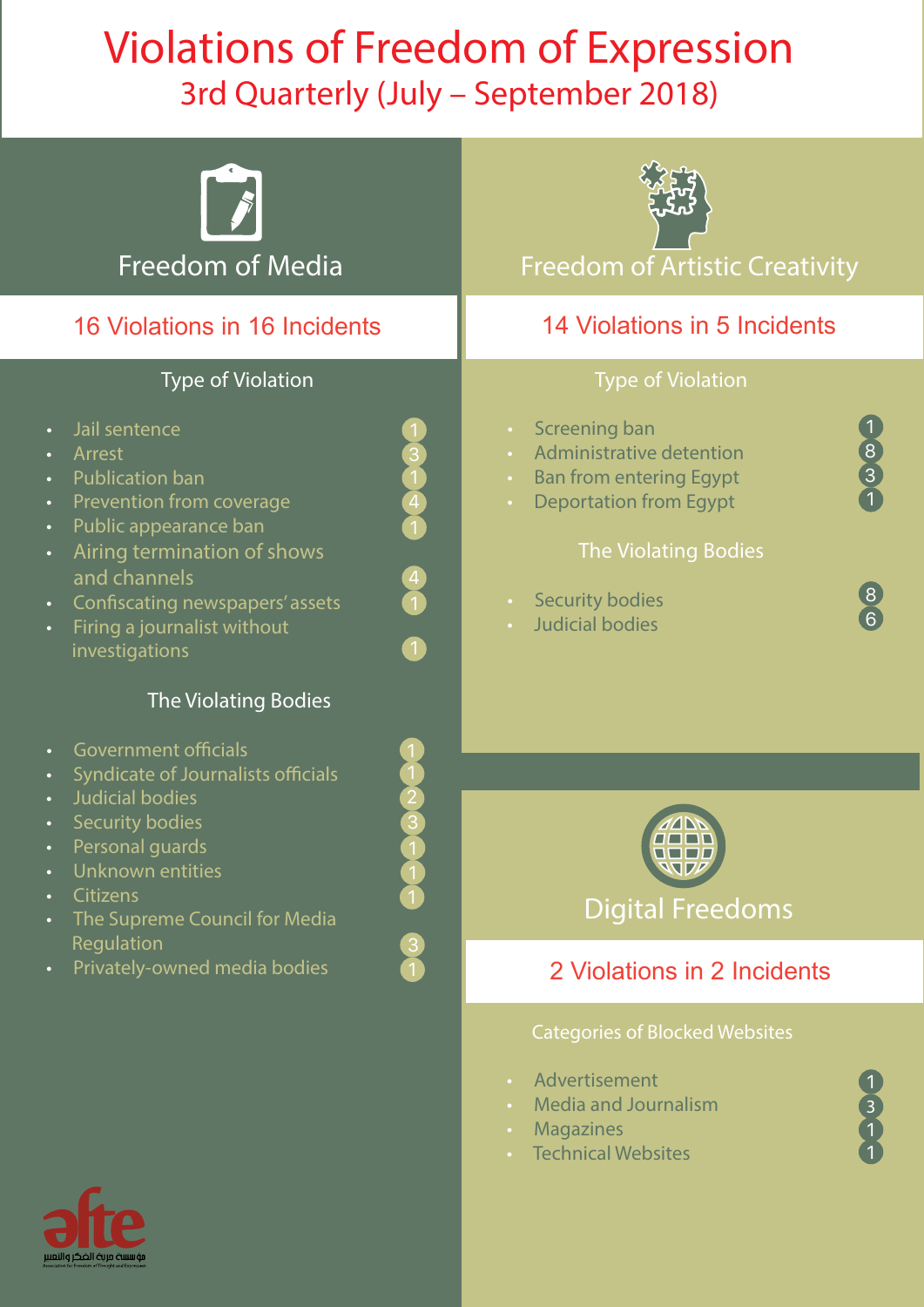# Violations of Freedom of Expression

## 3rd Quarterly (July – September 2018)

## Freedom of Media

**16 Violations in 16 Incidents**

### Type of Violation

| Type of Violation | Count |
|---|---|
| Jail sentence | 1 |
| Arrest | 3 |
| Publication ban | 1 |
| Prevention from coverage | 4 |
| Public appearance ban | 1 |
| Airing termination of shows and channels | 4 |
| Confiscating newspapers' assets | 1 |
| Firing a journalist without investigations | 1 |

### The Violating Bodies

| The Violating Bodies | Count |
|---|---|
| Government officials | 1 |
| Syndicate of Journalists officials | 1 |
| Judicial bodies | 2 |
| Security bodies | 3 |
| Personal guards | 1 |
| Unknown entities | 1 |
| Citizens | 1 |
| The Supreme Council for Media Regulation | 3 |
| Privately-owned media bodies | 1 |

## Freedom of Artistic Creativity

**14 Violations in 5 Incidents**

### Type of Violation

| Type of Violation | Count |
|---|---|
| Screening ban | 1 |
| Administrative detention | 8 |
| Ban from entering Egypt | 3 |
| Deportation from Egypt | 1 |

### The Violating Bodies

| The Violating Bodies | Count |
|---|---|
| Security bodies | 8 |
| Judicial bodies | 6 |

## Digital Freedoms

**2 Violations in 2 Incidents**

### Categories of Blocked Websites

| Categories of Blocked Websites | Count |
|---|---|
| Advertisement | 1 |
| Media and Journalism | 3 |
| Magazines | 1 |
| Technical Websites | 1 |

afte
مؤسسة حرية الفكر والتعبير
Association for Freedom of Thought and Expression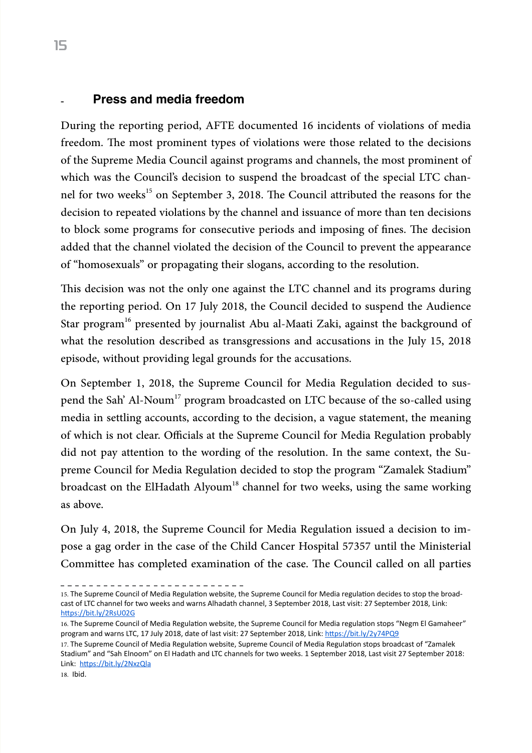## - Press and media freedom

During the reporting period, AFTE documented 16 incidents of violations of media freedom. The most prominent types of violations were those related to the decisions of the Supreme Media Council against programs and channels, the most prominent of which was the Council's decision to suspend the broadcast of the special LTC channel for two weeks[15] on September 3, 2018. The Council attributed the reasons for the decision to repeated violations by the channel and issuance of more than ten decisions to block some programs for consecutive periods and imposing of fines. The decision added that the channel violated the decision of the Council to prevent the appearance of "homosexuals" or propagating their slogans, according to the resolution.

This decision was not the only one against the LTC channel and its programs during the reporting period. On 17 July 2018, the Council decided to suspend the Audience Star program[16] presented by journalist Abu al-Maati Zaki, against the background of what the resolution described as transgressions and accusations in the July 15, 2018 episode, without providing legal grounds for the accusations.

On September 1, 2018, the Supreme Council for Media Regulation decided to suspend the Sah' Al-Noum[17] program broadcasted on LTC because of the so-called using media in settling accounts, according to the decision, a vague statement, the meaning of which is not clear. Officials at the Supreme Council for Media Regulation probably did not pay attention to the wording of the resolution. In the same context, the Supreme Council for Media Regulation decided to stop the program "Zamalek Stadium" broadcast on the ElHadath Alyoum[18] channel for two weeks, using the same working as above.

On July 4, 2018, the Supreme Council for Media Regulation issued a decision to impose a gag order in the case of the Child Cancer Hospital 57357 until the Ministerial Committee has completed examination of the case. The Council called on all parties

---

15. The Supreme Council of Media Regulation website, the Supreme Council for Media regulation decides to stop the broadcast of LTC channel for two weeks and warns Alhadath channel, 3 September 2018, Last visit: 27 September 2018, Link: https://bit.ly/2RsU02G

16. The Supreme Council of Media Regulation website, the Supreme Council for Media regulation stops "Negm El Gamaheer" program and warns LTC, 17 July 2018, date of last visit: 27 September 2018, Link: https://bit.ly/2y74PQ9

17. The Supreme Council of Media Regulation website, Supreme Council of Media Regulation stops broadcast of "Zamalek Stadium" and "Sah Elnoom" on El Hadath and LTC channels for two weeks. 1 September 2018, Last visit 27 September 2018: Link: https://bit.ly/2NxzQla

18. Ibid.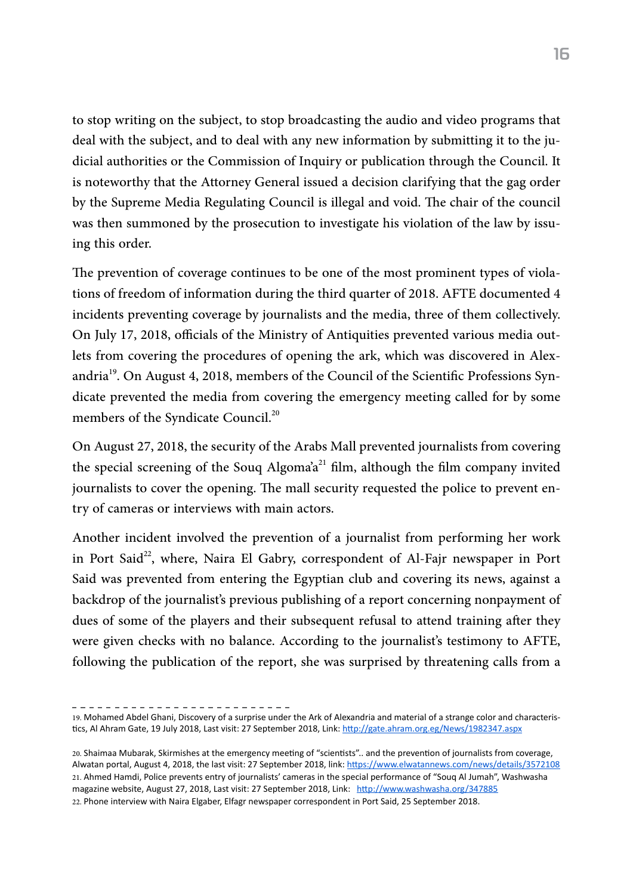to stop writing on the subject, to stop broadcasting the audio and video programs that deal with the subject, and to deal with any new information by submitting it to the judicial authorities or the Commission of Inquiry or publication through the Council. It is noteworthy that the Attorney General issued a decision clarifying that the gag order by the Supreme Media Regulating Council is illegal and void. The chair of the council was then summoned by the prosecution to investigate his violation of the law by issuing this order.

The prevention of coverage continues to be one of the most prominent types of violations of freedom of information during the third quarter of 2018. AFTE documented 4 incidents preventing coverage by journalists and the media, three of them collectively. On July 17, 2018, officials of the Ministry of Antiquities prevented various media outlets from covering the procedures of opening the ark, which was discovered in Alexandria[19]. On August 4, 2018, members of the Council of the Scientific Professions Syndicate prevented the media from covering the emergency meeting called for by some members of the Syndicate Council.[20]

On August 27, 2018, the security of the Arabs Mall prevented journalists from covering the special screening of the Souq Algoma'a[21] film, although the film company invited journalists to cover the opening. The mall security requested the police to prevent entry of cameras or interviews with main actors.

Another incident involved the prevention of a journalist from performing her work in Port Said[22], where, Naira El Gabry, correspondent of Al-Fajr newspaper in Port Said was prevented from entering the Egyptian club and covering its news, against a backdrop of the journalist's previous publishing of a report concerning nonpayment of dues of some of the players and their subsequent refusal to attend training after they were given checks with no balance. According to the journalist's testimony to AFTE, following the publication of the report, she was surprised by threatening calls from a

---

19. Mohamed Abdel Ghani, Discovery of a surprise under the Ark of Alexandria and material of a strange color and characteristics, Al Ahram Gate, 19 July 2018, Last visit: 27 September 2018, Link: http://gate.ahram.org.eg/News/1982347.aspx

20. Shaimaa Mubarak, Skirmishes at the emergency meeting of "scientists".. and the prevention of journalists from coverage, Alwatan portal, August 4, 2018, the last visit: 27 September 2018, link: https://www.elwatannews.com/news/details/3572108

21. Ahmed Hamdi, Police prevents entry of journalists' cameras in the special performance of "Souq Al Jumah", Washwasha magazine website, August 27, 2018, Last visit: 27 September 2018, Link: http://www.washwasha.org/347885

22. Phone interview with Naira Elgaber, Elfagr newspaper correspondent in Port Said, 25 September 2018.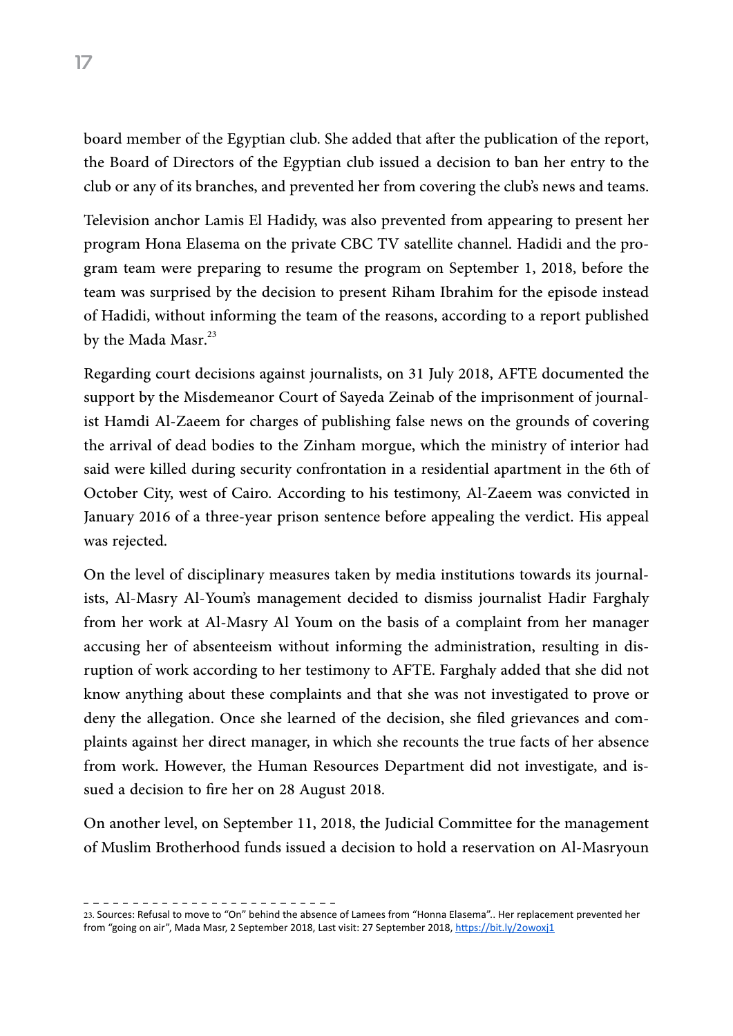board member of the Egyptian club. She added that after the publication of the report, the Board of Directors of the Egyptian club issued a decision to ban her entry to the club or any of its branches, and prevented her from covering the club's news and teams.

Television anchor Lamis El Hadidy, was also prevented from appearing to present her program Hona Elasema on the private CBC TV satellite channel. Hadidi and the program team were preparing to resume the program on September 1, 2018, before the team was surprised by the decision to present Riham Ibrahim for the episode instead of Hadidi, without informing the team of the reasons, according to a report published by the Mada Masr.[23]

Regarding court decisions against journalists, on 31 July 2018, AFTE documented the support by the Misdemeanor Court of Sayeda Zeinab of the imprisonment of journalist Hamdi Al-Zaeem for charges of publishing false news on the grounds of covering the arrival of dead bodies to the Zinham morgue, which the ministry of interior had said were killed during security confrontation in a residential apartment in the 6th of October City, west of Cairo. According to his testimony, Al-Zaeem was convicted in January 2016 of a three-year prison sentence before appealing the verdict. His appeal was rejected.

On the level of disciplinary measures taken by media institutions towards its journalists, Al-Masry Al-Youm's management decided to dismiss journalist Hadir Farghaly from her work at Al-Masry Al Youm on the basis of a complaint from her manager accusing her of absenteeism without informing the administration, resulting in disruption of work according to her testimony to AFTE. Farghaly added that she did not know anything about these complaints and that she was not investigated to prove or deny the allegation. Once she learned of the decision, she filed grievances and complaints against her direct manager, in which she recounts the true facts of her absence from work. However, the Human Resources Department did not investigate, and issued a decision to fire her on 28 August 2018.

On another level, on September 11, 2018, the Judicial Committee for the management of Muslim Brotherhood funds issued a decision to hold a reservation on Al-Masryoun

---

23. Sources: Refusal to move to "On" behind the absence of Lamees from "Honna Elasema".. Her replacement prevented her from "going on air", Mada Masr, 2 September 2018, Last visit: 27 September 2018, https://bit.ly/2owoxj1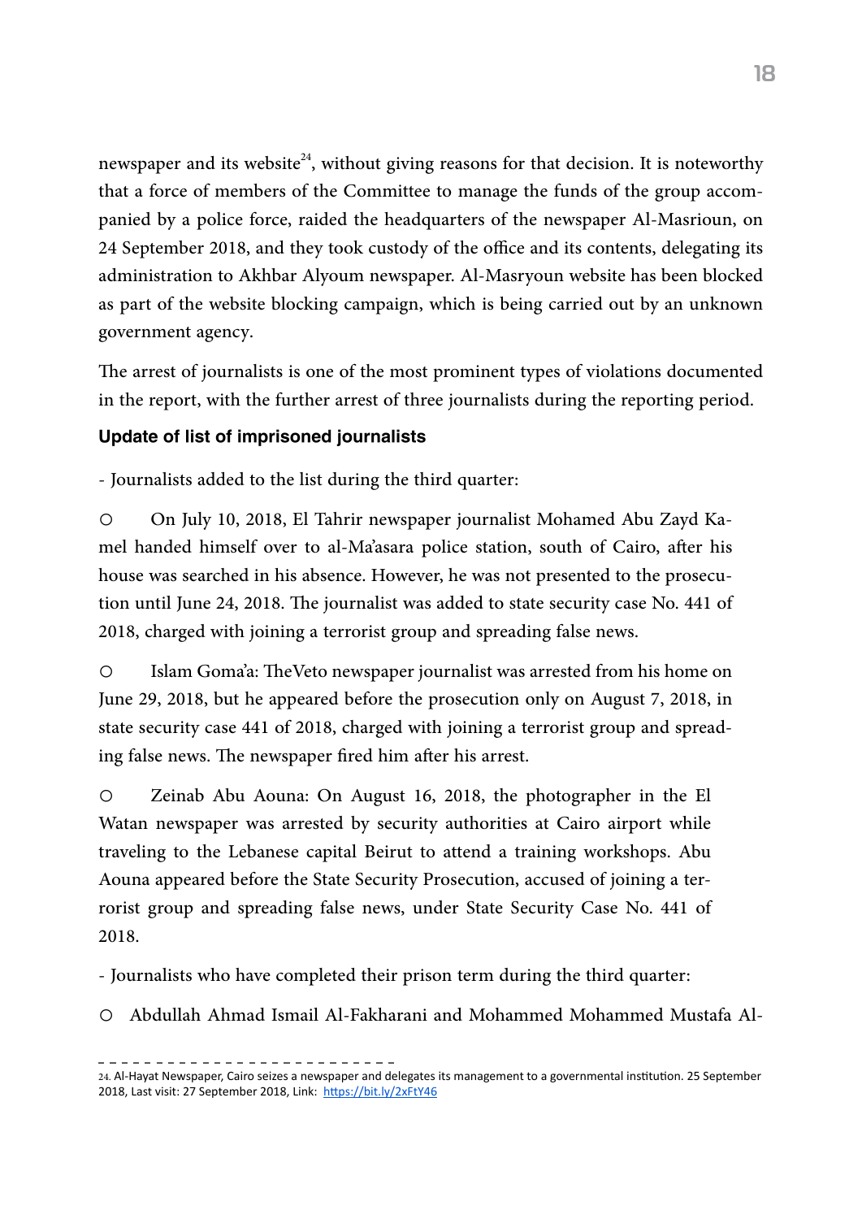newspaper and its website[24], without giving reasons for that decision. It is noteworthy that a force of members of the Committee to manage the funds of the group accompanied by a police force, raided the headquarters of the newspaper Al-Masrioun, on 24 September 2018, and they took custody of the office and its contents, delegating its administration to Akhbar Alyoum newspaper. Al-Masryoun website has been blocked as part of the website blocking campaign, which is being carried out by an unknown government agency.

The arrest of journalists is one of the most prominent types of violations documented in the report, with the further arrest of three journalists during the reporting period.

**Update of list of imprisoned journalists**

- Journalists added to the list during the third quarter:

○ On July 10, 2018, El Tahrir newspaper journalist Mohamed Abu Zayd Kamel handed himself over to al-Ma'asara police station, south of Cairo, after his house was searched in his absence. However, he was not presented to the prosecution until June 24, 2018. The journalist was added to state security case No. 441 of 2018, charged with joining a terrorist group and spreading false news.

○ Islam Goma'a: TheVeto newspaper journalist was arrested from his home on June 29, 2018, but he appeared before the prosecution only on August 7, 2018, in state security case 441 of 2018, charged with joining a terrorist group and spreading false news. The newspaper fired him after his arrest.

○ Zeinab Abu Aouna: On August 16, 2018, the photographer in the El Watan newspaper was arrested by security authorities at Cairo airport while traveling to the Lebanese capital Beirut to attend a training workshops. Abu Aouna appeared before the State Security Prosecution, accused of joining a terrorist group and spreading false news, under State Security Case No. 441 of 2018.

- Journalists who have completed their prison term during the third quarter:

○ Abdullah Ahmad Ismail Al-Fakharani and Mohammed Mohammed Mustafa Al-

---

24. Al-Hayat Newspaper, Cairo seizes a newspaper and delegates its management to a governmental institution. 25 September 2018, Last visit: 27 September 2018, Link: https://bit.ly/2xFtY46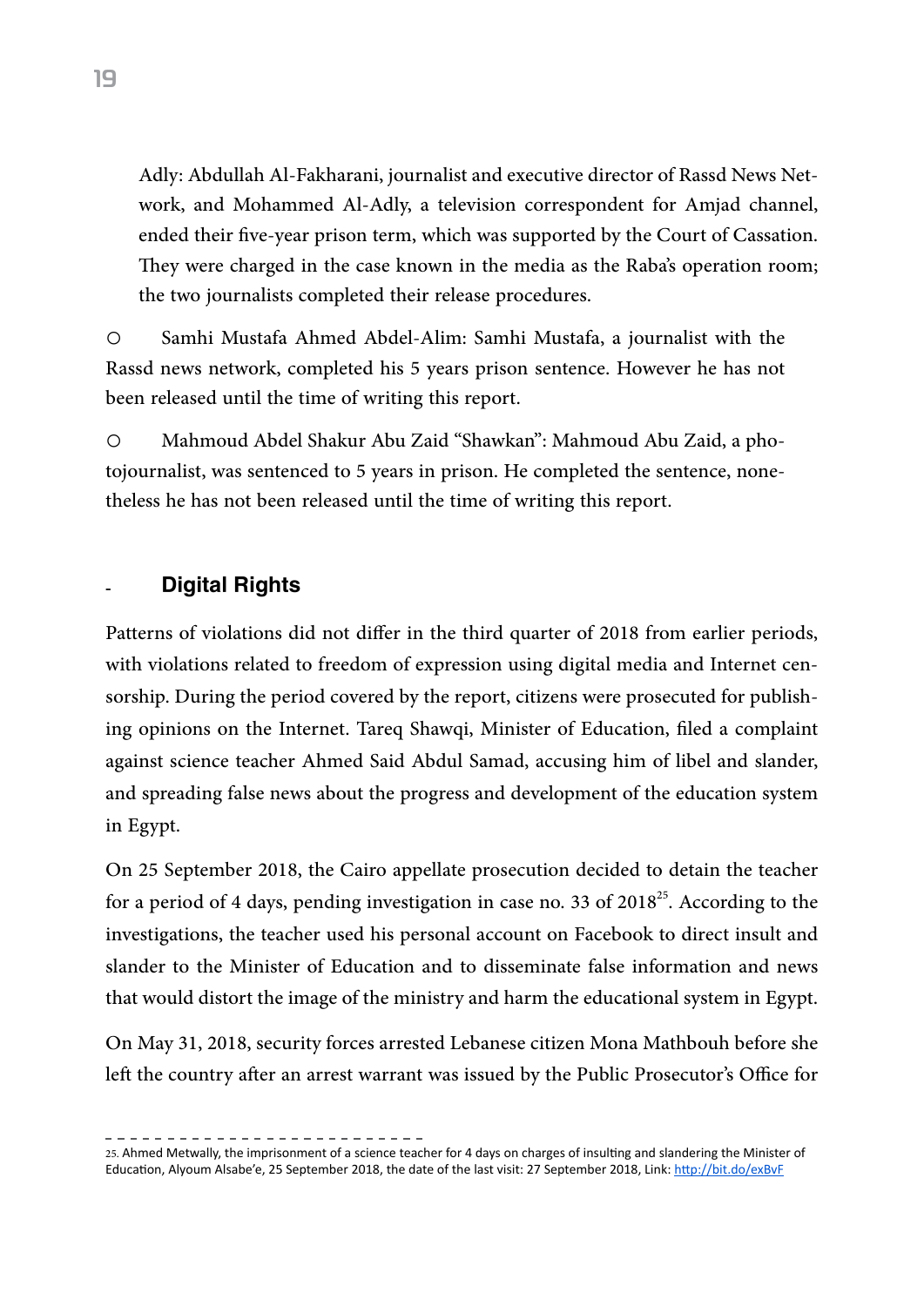Adly: Abdullah Al-Fakharani, journalist and executive director of Rassd News Network, and Mohammed Al-Adly, a television correspondent for Amjad channel, ended their five-year prison term, which was supported by the Court of Cassation. They were charged in the case known in the media as the Raba's operation room; the two journalists completed their release procedures.

- Samhi Mustafa Ahmed Abdel-Alim: Samhi Mustafa, a journalist with the Rassd news network, completed his 5 years prison sentence. However he has not been released until the time of writing this report.

- Mahmoud Abdel Shakur Abu Zaid "Shawkan": Mahmoud Abu Zaid, a photojournalist, was sentenced to 5 years in prison. He completed the sentence, nonetheless he has not been released until the time of writing this report.

## Digital Rights

Patterns of violations did not differ in the third quarter of 2018 from earlier periods, with violations related to freedom of expression using digital media and Internet censorship. During the period covered by the report, citizens were prosecuted for publishing opinions on the Internet. Tareq Shawqi, Minister of Education, filed a complaint against science teacher Ahmed Said Abdul Samad, accusing him of libel and slander, and spreading false news about the progress and development of the education system in Egypt.

On 25 September 2018, the Cairo appellate prosecution decided to detain the teacher for a period of 4 days, pending investigation in case no. 33 of 2018[25]. According to the investigations, the teacher used his personal account on Facebook to direct insult and slander to the Minister of Education and to disseminate false information and news that would distort the image of the ministry and harm the educational system in Egypt.

On May 31, 2018, security forces arrested Lebanese citizen Mona Mathbouh before she left the country after an arrest warrant was issued by the Public Prosecutor's Office for

---

25. Ahmed Metwally, the imprisonment of a science teacher for 4 days on charges of insulting and slandering the Minister of Education, Alyoum Alsabe'e, 25 September 2018, the date of the last visit: 27 September 2018, Link: http://bit.do/exBvF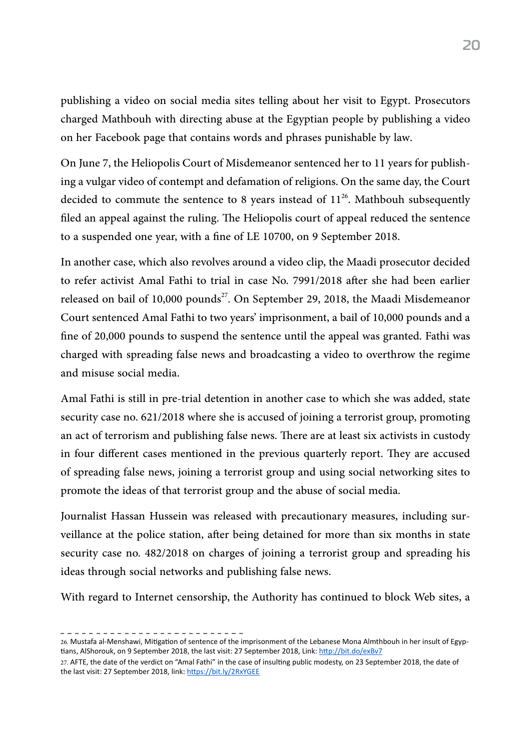publishing a video on social media sites telling about her visit to Egypt. Prosecutors charged Mathbouh with directing abuse at the Egyptian people by publishing a video on her Facebook page that contains words and phrases punishable by law.

On June 7, the Heliopolis Court of Misdemeanor sentenced her to 11 years for publishing a vulgar video of contempt and defamation of religions. On the same day, the Court decided to commute the sentence to 8 years instead of 11[26]. Mathbouh subsequently filed an appeal against the ruling. The Heliopolis court of appeal reduced the sentence to a suspended one year, with a fine of LE 10700, on 9 September 2018.

In another case, which also revolves around a video clip, the Maadi prosecutor decided to refer activist Amal Fathi to trial in case No. 7991/2018 after she had been earlier released on bail of 10,000 pounds[27]. On September 29, 2018, the Maadi Misdemeanor Court sentenced Amal Fathi to two years' imprisonment, a bail of 10,000 pounds and a fine of 20,000 pounds to suspend the sentence until the appeal was granted. Fathi was charged with spreading false news and broadcasting a video to overthrow the regime and misuse social media.

Amal Fathi is still in pre-trial detention in another case to which she was added, state security case no. 621/2018 where she is accused of joining a terrorist group, promoting an act of terrorism and publishing false news. There are at least six activists in custody in four different cases mentioned in the previous quarterly report. They are accused of spreading false news, joining a terrorist group and using social networking sites to promote the ideas of that terrorist group and the abuse of social media.

Journalist Hassan Hussein was released with precautionary measures, including surveillance at the police station, after being detained for more than six months in state security case no. 482/2018 on charges of joining a terrorist group and spreading his ideas through social networks and publishing false news.

With regard to Internet censorship, the Authority has continued to block Web sites, a

---

26. Mustafa al-Menshawi, Mitigation of sentence of the imprisonment of the Lebanese Mona Almthbouh in her insult of Egyptians, AlShorouk, on 9 September 2018, the last visit: 27 September 2018, Link: http://bit.do/exBv7

27. AFTE, the date of the verdict on "Amal Fathi" in the case of insulting public modesty, on 23 September 2018, the date of the last visit: 27 September 2018, link: https://bit.ly/2RxYGEE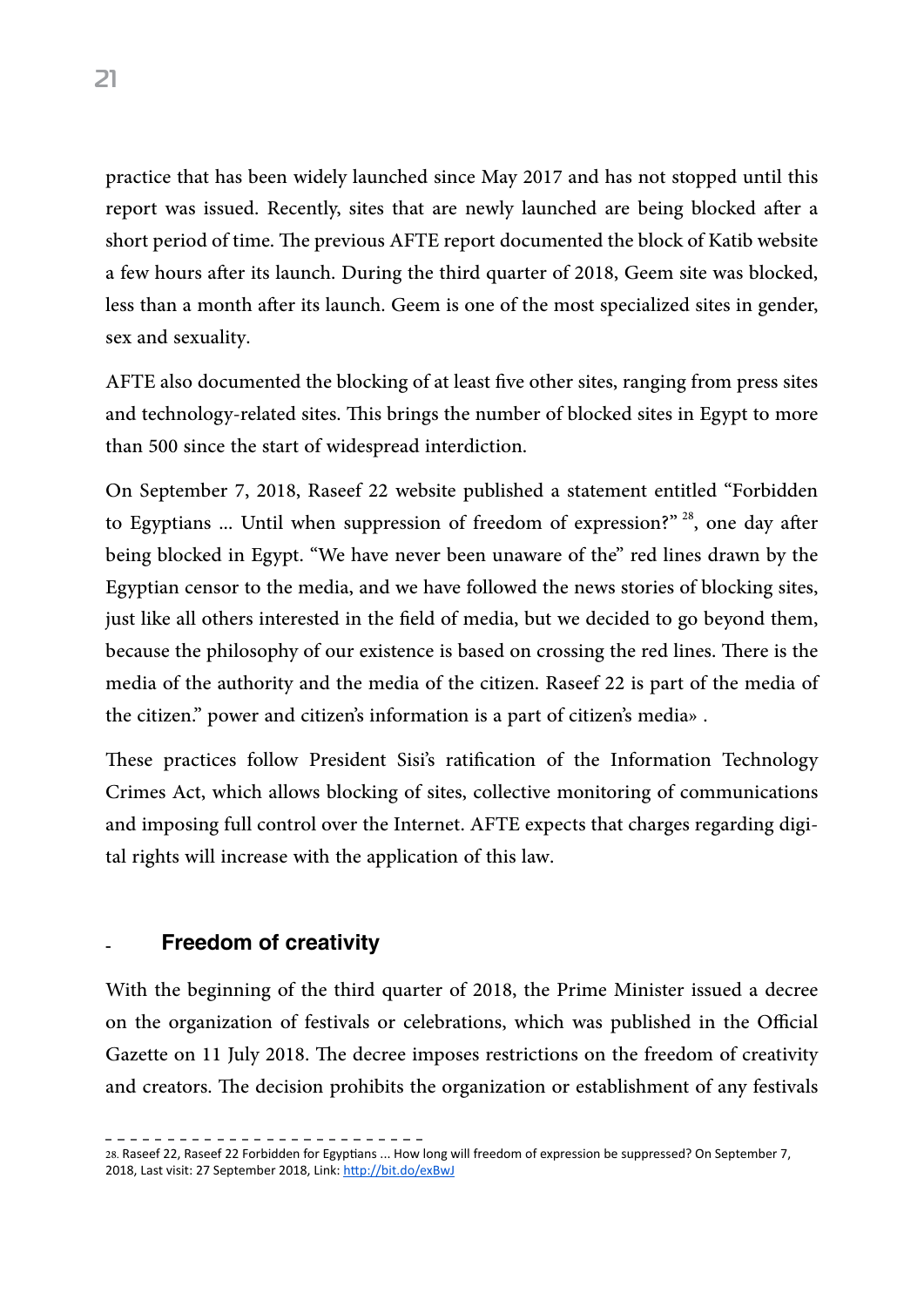practice that has been widely launched since May 2017 and has not stopped until this report was issued. Recently, sites that are newly launched are being blocked after a short period of time. The previous AFTE report documented the block of Katib website a few hours after its launch. During the third quarter of 2018, Geem site was blocked, less than a month after its launch. Geem is one of the most specialized sites in gender, sex and sexuality.

AFTE also documented the blocking of at least five other sites, ranging from press sites and technology-related sites. This brings the number of blocked sites in Egypt to more than 500 since the start of widespread interdiction.

On September 7, 2018, Raseef 22 website published a statement entitled "Forbidden to Egyptians ... Until when suppression of freedom of expression?" [28], one day after being blocked in Egypt. "We have never been unaware of the" red lines drawn by the Egyptian censor to the media, and we have followed the news stories of blocking sites, just like all others interested in the field of media, but we decided to go beyond them, because the philosophy of our existence is based on crossing the red lines. There is the media of the authority and the media of the citizen. Raseef 22 is part of the media of the citizen." power and citizen's information is a part of citizen's media» .

These practices follow President Sisi's ratification of the Information Technology Crimes Act, which allows blocking of sites, collective monitoring of communications and imposing full control over the Internet. AFTE expects that charges regarding digital rights will increase with the application of this law.

## - Freedom of creativity

With the beginning of the third quarter of 2018, the Prime Minister issued a decree on the organization of festivals or celebrations, which was published in the Official Gazette on 11 July 2018. The decree imposes restrictions on the freedom of creativity and creators. The decision prohibits the organization or establishment of any festivals

---

28. Raseef 22, Raseef 22 Forbidden for Egyptians ... How long will freedom of expression be suppressed? On September 7, 2018, Last visit: 27 September 2018, Link: http://bit.do/exBwJ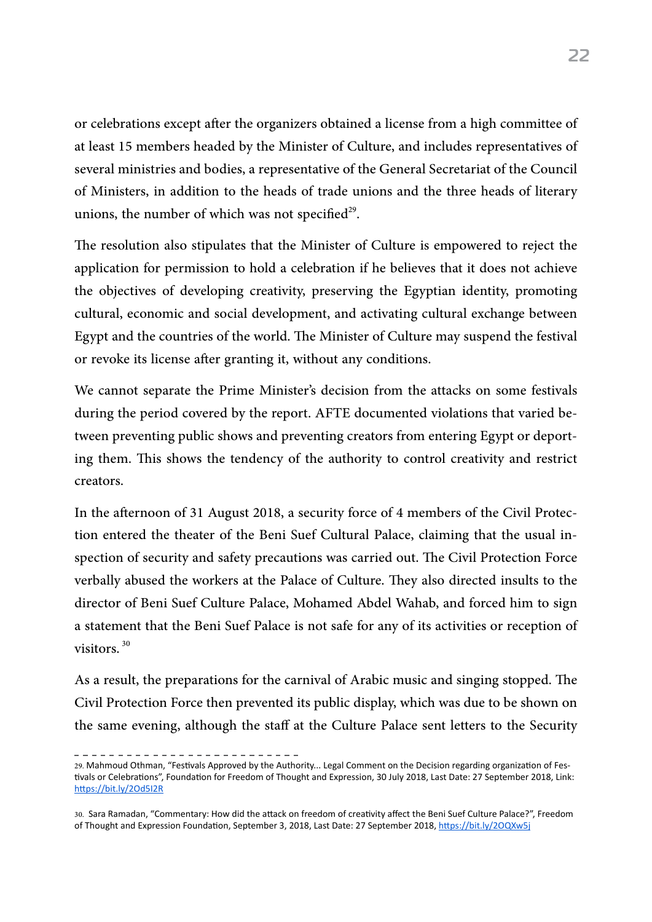or celebrations except after the organizers obtained a license from a high committee of at least 15 members headed by the Minister of Culture, and includes representatives of several ministries and bodies, a representative of the General Secretariat of the Council of Ministers, in addition to the heads of trade unions and the three heads of literary unions, the number of which was not specified[29].

The resolution also stipulates that the Minister of Culture is empowered to reject the application for permission to hold a celebration if he believes that it does not achieve the objectives of developing creativity, preserving the Egyptian identity, promoting cultural, economic and social development, and activating cultural exchange between Egypt and the countries of the world. The Minister of Culture may suspend the festival or revoke its license after granting it, without any conditions.

We cannot separate the Prime Minister's decision from the attacks on some festivals during the period covered by the report. AFTE documented violations that varied between preventing public shows and preventing creators from entering Egypt or deporting them. This shows the tendency of the authority to control creativity and restrict creators.

In the afternoon of 31 August 2018, a security force of 4 members of the Civil Protection entered the theater of the Beni Suef Cultural Palace, claiming that the usual inspection of security and safety precautions was carried out. The Civil Protection Force verbally abused the workers at the Palace of Culture. They also directed insults to the director of Beni Suef Culture Palace, Mohamed Abdel Wahab, and forced him to sign a statement that the Beni Suef Palace is not safe for any of its activities or reception of visitors. [30]

As a result, the preparations for the carnival of Arabic music and singing stopped. The Civil Protection Force then prevented its public display, which was due to be shown on the same evening, although the staff at the Culture Palace sent letters to the Security

---

29. Mahmoud Othman, "Festivals Approved by the Authority... Legal Comment on the Decision regarding organization of Festivals or Celebrations", Foundation for Freedom of Thought and Expression, 30 July 2018, Last Date: 27 September 2018, Link: https://bit.ly/2Od5I2R

30. Sara Ramadan, "Commentary: How did the attack on freedom of creativity affect the Beni Suef Culture Palace?", Freedom of Thought and Expression Foundation, September 3, 2018, Last Date: 27 September 2018, https://bit.ly/2OQXw5j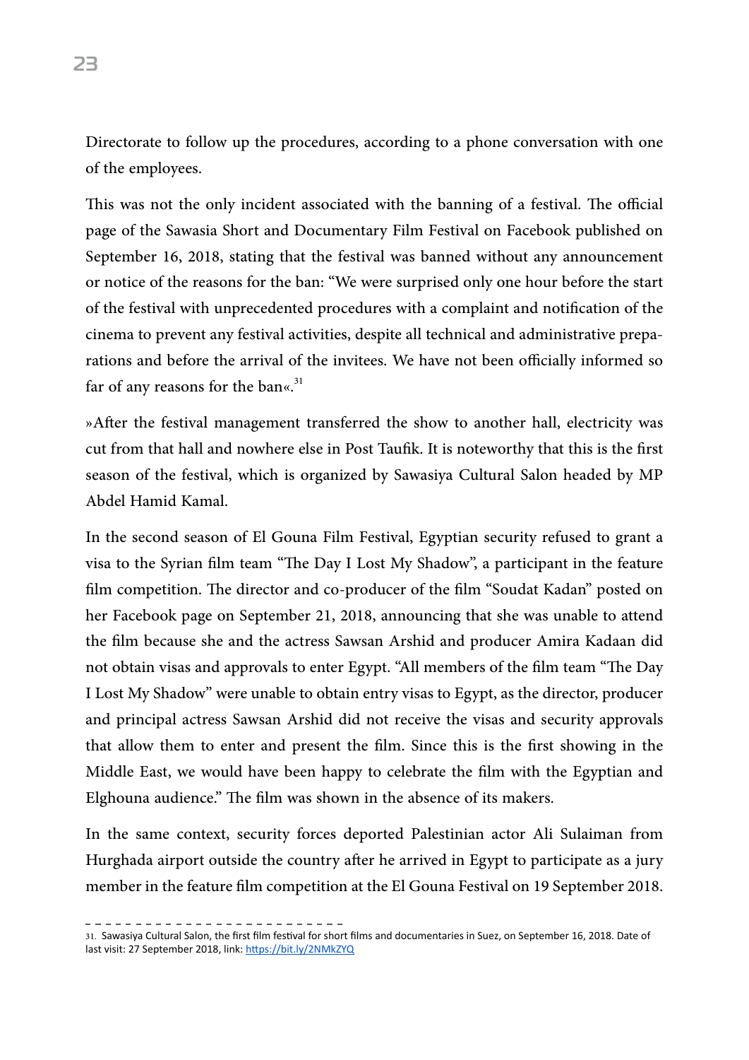Directorate to follow up the procedures, according to a phone conversation with one of the employees.

This was not the only incident associated with the banning of a festival. The official page of the Sawasia Short and Documentary Film Festival on Facebook published on September 16, 2018, stating that the festival was banned without any announcement or notice of the reasons for the ban: "We were surprised only one hour before the start of the festival with unprecedented procedures with a complaint and notification of the cinema to prevent any festival activities, despite all technical and administrative preparations and before the arrival of the invitees. We have not been officially informed so far of any reasons for the ban«.[31]

»After the festival management transferred the show to another hall, electricity was cut from that hall and nowhere else in Post Taufik. It is noteworthy that this is the first season of the festival, which is organized by Sawasiya Cultural Salon headed by MP Abdel Hamid Kamal.

In the second season of El Gouna Film Festival, Egyptian security refused to grant a visa to the Syrian film team "The Day I Lost My Shadow", a participant in the feature film competition. The director and co-producer of the film "Soudat Kadan" posted on her Facebook page on September 21, 2018, announcing that she was unable to attend the film because she and the actress Sawsan Arshid and producer Amira Kadaan did not obtain visas and approvals to enter Egypt. "All members of the film team "The Day I Lost My Shadow" were unable to obtain entry visas to Egypt, as the director, producer and principal actress Sawsan Arshid did not receive the visas and security approvals that allow them to enter and present the film. Since this is the first showing in the Middle East, we would have been happy to celebrate the film with the Egyptian and Elghouna audience." The film was shown in the absence of its makers.

In the same context, security forces deported Palestinian actor Ali Sulaiman from Hurghada airport outside the country after he arrived in Egypt to participate as a jury member in the feature film competition at the El Gouna Festival on 19 September 2018.

---

31. Sawasiya Cultural Salon, the first film festival for short films and documentaries in Suez, on September 16, 2018. Date of last visit: 27 September 2018, link: https://bit.ly/2NMkZYQ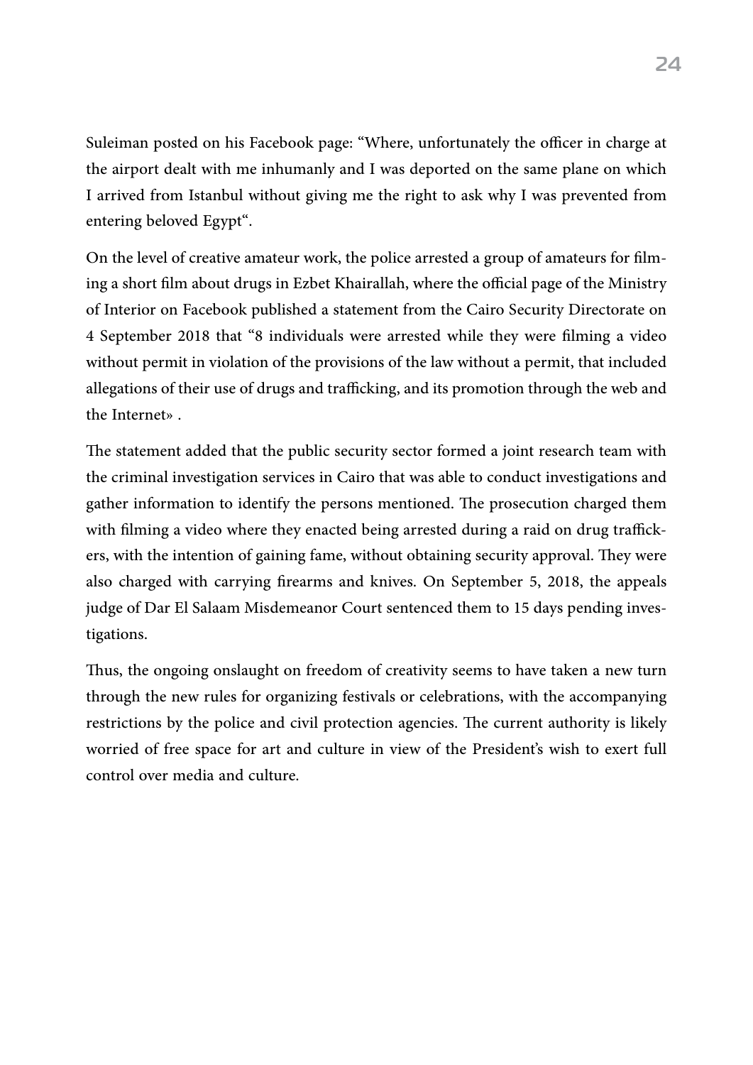Suleiman posted on his Facebook page: "Where, unfortunately the officer in charge at the airport dealt with me inhumanly and I was deported on the same plane on which I arrived from Istanbul without giving me the right to ask why I was prevented from entering beloved Egypt".

On the level of creative amateur work, the police arrested a group of amateurs for filming a short film about drugs in Ezbet Khairallah, where the official page of the Ministry of Interior on Facebook published a statement from the Cairo Security Directorate on 4 September 2018 that "8 individuals were arrested while they were filming a video without permit in violation of the provisions of the law without a permit, that included allegations of their use of drugs and trafficking, and its promotion through the web and the Internet» .

The statement added that the public security sector formed a joint research team with the criminal investigation services in Cairo that was able to conduct investigations and gather information to identify the persons mentioned. The prosecution charged them with filming a video where they enacted being arrested during a raid on drug traffickers, with the intention of gaining fame, without obtaining security approval. They were also charged with carrying firearms and knives. On September 5, 2018, the appeals judge of Dar El Salaam Misdemeanor Court sentenced them to 15 days pending investigations.

Thus, the ongoing onslaught on freedom of creativity seems to have taken a new turn through the new rules for organizing festivals or celebrations, with the accompanying restrictions by the police and civil protection agencies. The current authority is likely worried of free space for art and culture in view of the President's wish to exert full control over media and culture.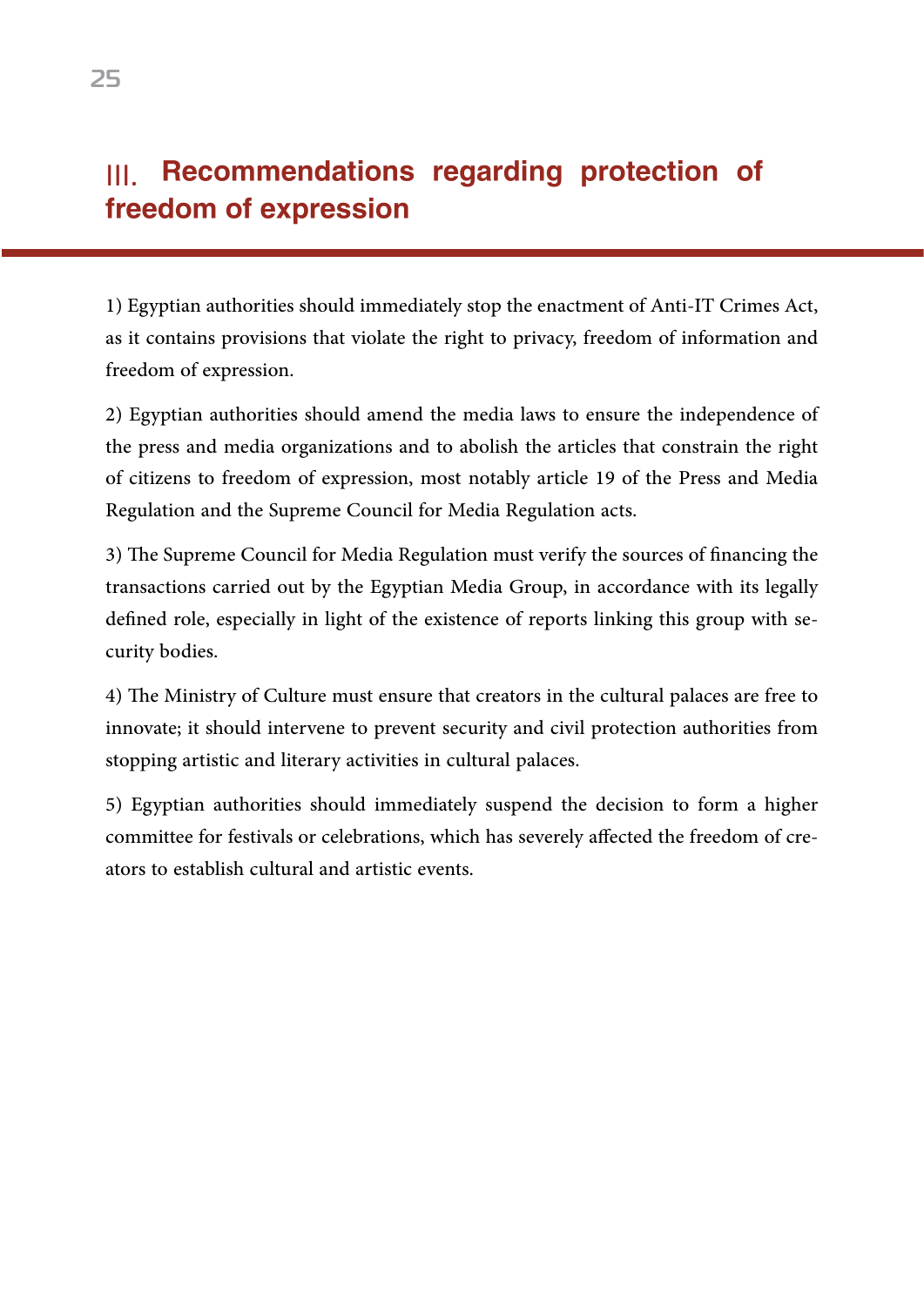## III. Recommendations regarding protection of freedom of expression

1) Egyptian authorities should immediately stop the enactment of Anti-IT Crimes Act, as it contains provisions that violate the right to privacy, freedom of information and freedom of expression.

2) Egyptian authorities should amend the media laws to ensure the independence of the press and media organizations and to abolish the articles that constrain the right of citizens to freedom of expression, most notably article 19 of the Press and Media Regulation and the Supreme Council for Media Regulation acts.

3) The Supreme Council for Media Regulation must verify the sources of financing the transactions carried out by the Egyptian Media Group, in accordance with its legally defined role, especially in light of the existence of reports linking this group with security bodies.

4) The Ministry of Culture must ensure that creators in the cultural palaces are free to innovate; it should intervene to prevent security and civil protection authorities from stopping artistic and literary activities in cultural palaces.

5) Egyptian authorities should immediately suspend the decision to form a higher committee for festivals or celebrations, which has severely affected the freedom of creators to establish cultural and artistic events.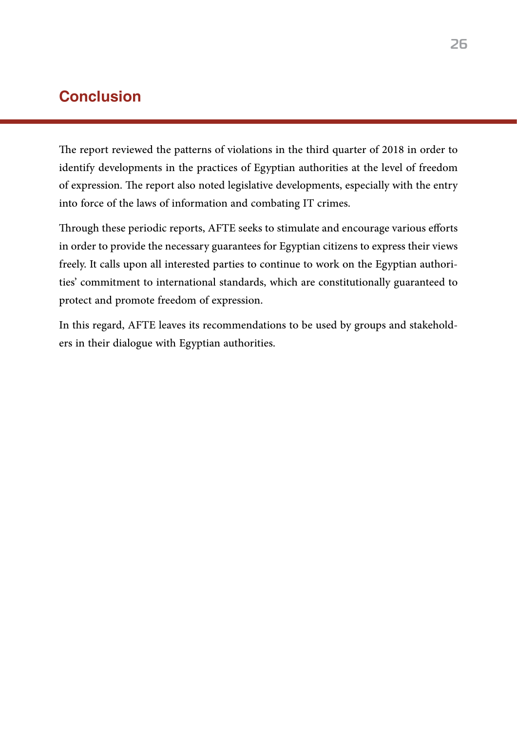## Conclusion

The report reviewed the patterns of violations in the third quarter of 2018 in order to identify developments in the practices of Egyptian authorities at the level of freedom of expression. The report also noted legislative developments, especially with the entry into force of the laws of information and combating IT crimes.

Through these periodic reports, AFTE seeks to stimulate and encourage various efforts in order to provide the necessary guarantees for Egyptian citizens to express their views freely. It calls upon all interested parties to continue to work on the Egyptian authorities' commitment to international standards, which are constitutionally guaranteed to protect and promote freedom of expression.

In this regard, AFTE leaves its recommendations to be used by groups and stakeholders in their dialogue with Egyptian authorities.